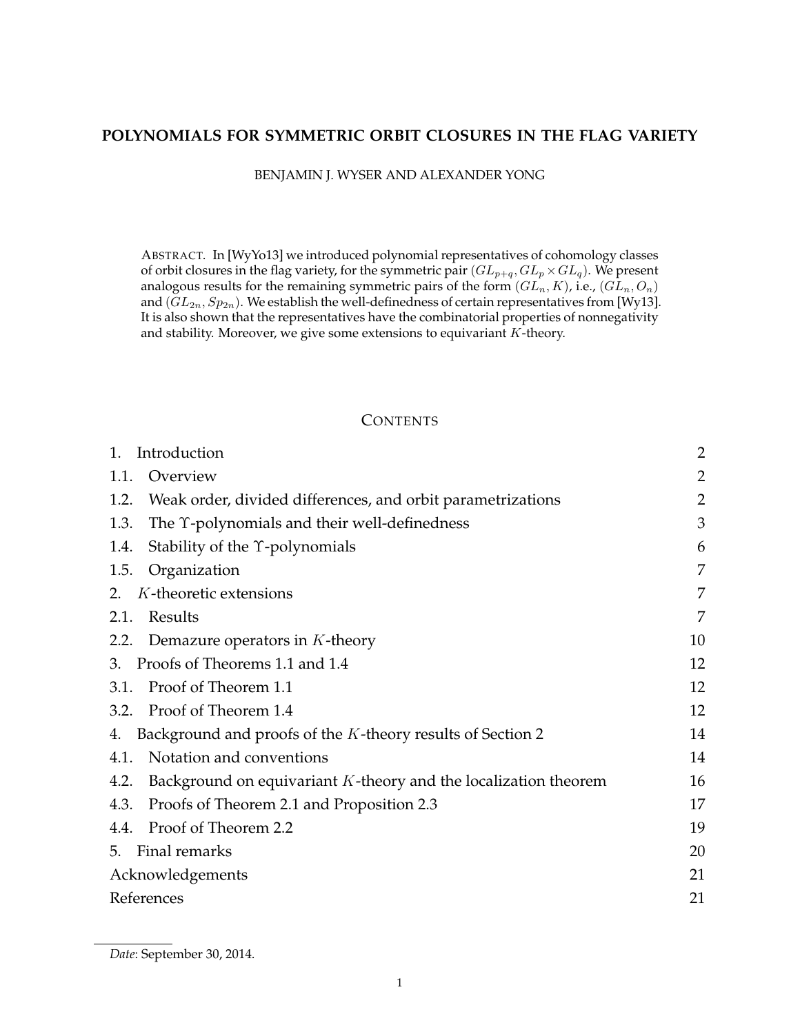# POLYNOMIALS FOR SYMMETRIC ORBIT CLOSURES IN THE FLAG VARIETY

BENJAMIN J. WYSER AND ALEXANDER YONG

ABSTRACT. In [WyYo13] we introduced polynomial representatives of cohomology classes of orbit closures in the flag variety, for the symmetric pair $(GL_{p+q}, GL_p \times GL_q)$. We present analogous results for the remaining symmetric pairs of the form $(GL_n, K)$, i.e., $(GL_n, O_n)$ and $(GL_{2n}, Sp_{2n})$. We establish the well-definedness of certain representatives from [Wy13]. It is also shown that the representatives have the combinatorial properties of nonnegativity and stability. Moreover, we give some extensions to equivariant $K$-theory.

## CONTENTS

| | | |
|---|---|---|
| 1. | Introduction | 2 |
| 1.1. | Overview | 2 |
| 1.2. | Weak order, divided differences, and orbit parametrizations | 2 |
| 1.3. | The $\Upsilon$-polynomials and their well-definedness | 3 |
| 1.4. | Stability of the $\Upsilon$-polynomials | 6 |
| 1.5. | Organization | 7 |
| 2. | $K$-theoretic extensions | 7 |
| 2.1. | Results | 7 |
| 2.2. | Demazure operators in $K$-theory | 10 |
| 3. | Proofs of Theorems 1.1 and 1.4 | 12 |
| 3.1. | Proof of Theorem 1.1 | 12 |
| 3.2. | Proof of Theorem 1.4 | 12 |
| 4. | Background and proofs of the $K$-theory results of Section 2 | 14 |
| 4.1. | Notation and conventions | 14 |
| 4.2. | Background on equivariant $K$-theory and the localization theorem | 16 |
| 4.3. | Proofs of Theorem 2.1 and Proposition 2.3 | 17 |
| 4.4. | Proof of Theorem 2.2 | 19 |
| 5. | Final remarks | 20 |
| | Acknowledgements | 21 |
| | References | 21 |

*Date*: September 30, 2014.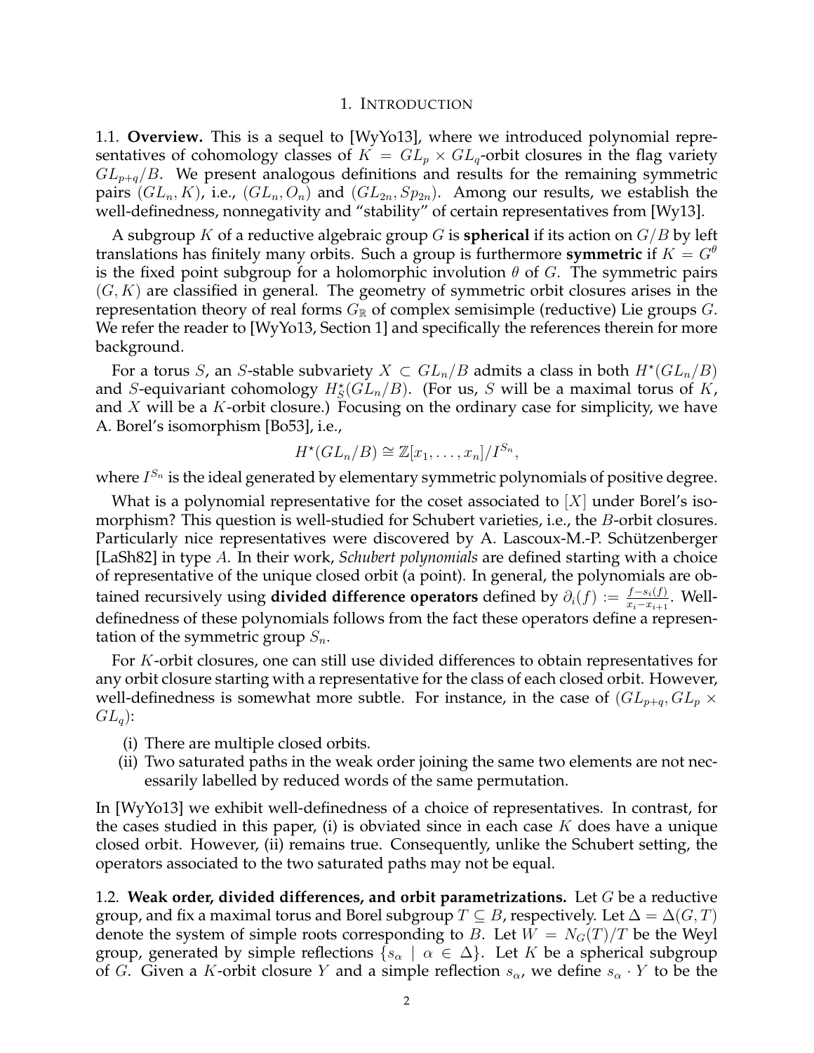## 1. Introduction

1.1. **Overview.** This is a sequel to [WyYo13], where we introduced polynomial representatives of cohomology classes of $K = GL_p \times GL_q$-orbit closures in the flag variety $GL_{p+q}/B$. We present analogous definitions and results for the remaining symmetric pairs $(GL_n, K)$, i.e., $(GL_n, O_n)$ and $(GL_{2n}, Sp_{2n})$. Among our results, we establish the well-definedness, nonnegativity and "stability" of certain representatives from [Wy13].

A subgroup $K$ of a reductive algebraic group $G$ is **spherical** if its action on $G/B$ by left translations has finitely many orbits. Such a group is furthermore **symmetric** if $K = G^\theta$ is the fixed point subgroup for a holomorphic involution $\theta$ of $G$. The symmetric pairs $(G, K)$ are classified in general. The geometry of symmetric orbit closures arises in the representation theory of real forms $G_\mathbb{R}$ of complex semisimple (reductive) Lie groups $G$. We refer the reader to [WyYo13, Section 1] and specifically the references therein for more background.

For a torus $S$, an $S$-stable subvariety $X \subset GL_n/B$ admits a class in both $H^\star(GL_n/B)$ and $S$-equivariant cohomology $H^\star_S(GL_n/B)$. (For us, $S$ will be a maximal torus of $K$, and $X$ will be a $K$-orbit closure.) Focusing on the ordinary case for simplicity, we have A. Borel's isomorphism [Bo53], i.e.,

$$H^\star(GL_n/B) \cong \mathbb{Z}[x_1, \ldots, x_n]/I^{S_n},$$

where $I^{S_n}$ is the ideal generated by elementary symmetric polynomials of positive degree.

What is a polynomial representative for the coset associated to $[X]$ under Borel's isomorphism? This question is well-studied for Schubert varieties, i.e., the $B$-orbit closures. Particularly nice representatives were discovered by A. Lascoux-M.-P. Schützenberger [LaSh82] in type $A$. In their work, *Schubert polynomials* are defined starting with a choice of representative of the unique closed orbit (a point). In general, the polynomials are obtained recursively using **divided difference operators** defined by $\partial_i(f) := \frac{f - s_i(f)}{x_i - x_{i+1}}$. Well-definedness of these polynomials follows from the fact these operators define a representation of the symmetric group $S_n$.

For $K$-orbit closures, one can still use divided differences to obtain representatives for any orbit closure starting with a representative for the class of each closed orbit. However, well-definedness is somewhat more subtle. For instance, in the case of $(GL_{p+q}, GL_p \times GL_q)$:

(i) There are multiple closed orbits.
(ii) Two saturated paths in the weak order joining the same two elements are not necessarily labelled by reduced words of the same permutation.

In [WyYo13] we exhibit well-definedness of a choice of representatives. In contrast, for the cases studied in this paper, (i) is obviated since in each case $K$ does have a unique closed orbit. However, (ii) remains true. Consequently, unlike the Schubert setting, the operators associated to the two saturated paths may not be equal.

1.2. **Weak order, divided differences, and orbit parametrizations.** Let $G$ be a reductive group, and fix a maximal torus and Borel subgroup $T \subseteq B$, respectively. Let $\Delta = \Delta(G, T)$ denote the system of simple roots corresponding to $B$. Let $W = N_G(T)/T$ be the Weyl group, generated by simple reflections $\{s_\alpha \mid \alpha \in \Delta\}$. Let $K$ be a spherical subgroup of $G$. Given a $K$-orbit closure $Y$ and a simple reflection $s_\alpha$, we define $s_\alpha \cdot Y$ to be the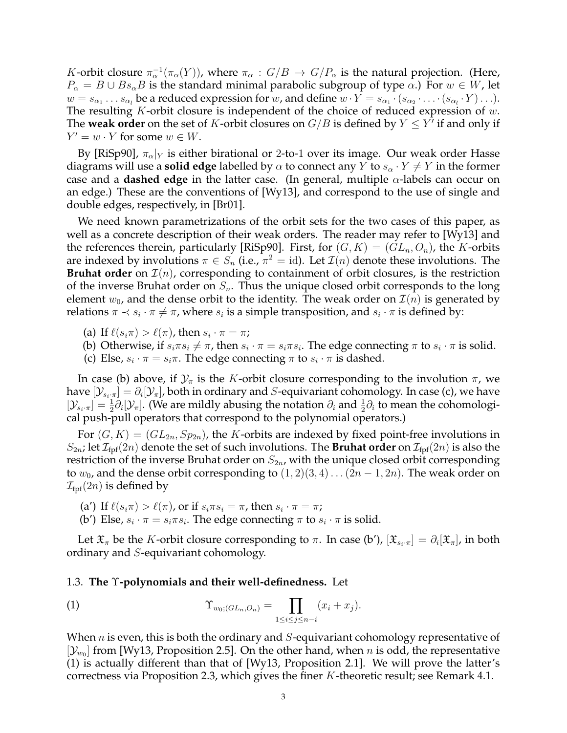$K$-orbit closure $\pi_\alpha^{-1}(\pi_\alpha(Y))$, where $\pi_\alpha : G/B \to G/P_\alpha$ is the natural projection. (Here, $P_\alpha = B \cup Bs_\alpha B$ is the standard minimal parabolic subgroup of type $\alpha$.) For $w \in W$, let $w = s_{\alpha_1} \dots s_{\alpha_l}$ be a reduced expression for $w$, and define $w \cdot Y = s_{\alpha_1} \cdot (s_{\alpha_2} \cdot \ldots \cdot (s_{\alpha_l} \cdot Y) \ldots)$. The resulting $K$-orbit closure is independent of the choice of reduced expression of $w$. The **weak order** on the set of $K$-orbit closures on $G/B$ is defined by $Y \leq Y'$ if and only if $Y' = w \cdot Y$ for some $w \in W$.

By [RiSp90], $\pi_\alpha|_Y$ is either birational or 2-to-1 over its image. Our weak order Hasse diagrams will use a **solid edge** labelled by $\alpha$ to connect any $Y$ to $s_\alpha \cdot Y \neq Y$ in the former case and a **dashed edge** in the latter case. (In general, multiple $\alpha$-labels can occur on an edge.) These are the conventions of [Wy13], and correspond to the use of single and double edges, respectively, in [Br01].

We need known parametrizations of the orbit sets for the two cases of this paper, as well as a concrete description of their weak orders. The reader may refer to [Wy13] and the references therein, particularly [RiSp90]. First, for $(G, K) = (GL_n, O_n)$, the $K$-orbits are indexed by involutions $\pi \in S_n$ (i.e., $\pi^2 = \text{id}$). Let $\mathcal{I}(n)$ denote these involutions. The **Bruhat order** on $\mathcal{I}(n)$, corresponding to containment of orbit closures, is the restriction of the inverse Bruhat order on $S_n$. Thus the unique closed orbit corresponds to the long element $w_0$, and the dense orbit to the identity. The weak order on $\mathcal{I}(n)$ is generated by relations $\pi \prec s_i \cdot \pi \neq \pi$, where $s_i$ is a simple transposition, and $s_i \cdot \pi$ is defined by:

(a) If $\ell(s_i\pi) > \ell(\pi)$, then $s_i \cdot \pi = \pi$;
(b) Otherwise, if $s_i\pi s_i \neq \pi$, then $s_i \cdot \pi = s_i\pi s_i$. The edge connecting $\pi$ to $s_i \cdot \pi$ is solid.
(c) Else, $s_i \cdot \pi = s_i\pi$. The edge connecting $\pi$ to $s_i \cdot \pi$ is dashed.

In case (b) above, if $\mathcal{Y}_\pi$ is the $K$-orbit closure corresponding to the involution $\pi$, we have $[\mathcal{Y}_{s_i \cdot \pi}] = \partial_i[\mathcal{Y}_\pi]$, both in ordinary and $S$-equivariant cohomology. In case (c), we have $[\mathcal{Y}_{s_i \cdot \pi}] = \frac{1}{2}\partial_i[\mathcal{Y}_\pi]$. (We are mildly abusing the notation $\partial_i$ and $\frac{1}{2}\partial_i$ to mean the cohomological push-pull operators that correspond to the polynomial operators.)

For $(G, K) = (GL_{2n}, Sp_{2n})$, the $K$-orbits are indexed by fixed point-free involutions in $S_{2n}$; let $\mathcal{I}_{\text{fpf}}(2n)$ denote the set of such involutions. The **Bruhat order** on $\mathcal{I}_{\text{fpf}}(2n)$ is also the restriction of the inverse Bruhat order on $S_{2n}$, with the unique closed orbit corresponding to $w_0$, and the dense orbit corresponding to $(1, 2)(3, 4) \ldots (2n-1, 2n)$. The weak order on $\mathcal{I}_{\text{fpf}}(2n)$ is defined by

(a') If $\ell(s_i\pi) > \ell(\pi)$, or if $s_i\pi s_i = \pi$, then $s_i \cdot \pi = \pi$;
(b') Else, $s_i \cdot \pi = s_i\pi s_i$. The edge connecting $\pi$ to $s_i \cdot \pi$ is solid.

Let $\mathfrak{X}_\pi$ be the $K$-orbit closure corresponding to $\pi$. In case (b'), $[\mathfrak{X}_{s_i \cdot \pi}] = \partial_i[\mathfrak{X}_\pi]$, in both ordinary and $S$-equivariant cohomology.

### 1.3. The $\Upsilon$-polynomials and their well-definedness.

Let

$$\Upsilon_{w_0;(GL_n,O_n)} = \prod_{1 \leq i \leq j \leq n-i} (x_i + x_j). \tag{1}$$

When $n$ is even, this is both the ordinary and $S$-equivariant cohomology representative of $[\mathcal{Y}_{w_0}]$ from [Wy13, Proposition 2.5]. On the other hand, when $n$ is odd, the representative (1) is actually different than that of [Wy13, Proposition 2.1]. We will prove the latter's correctness via Proposition 2.3, which gives the finer $K$-theoretic result; see Remark 4.1.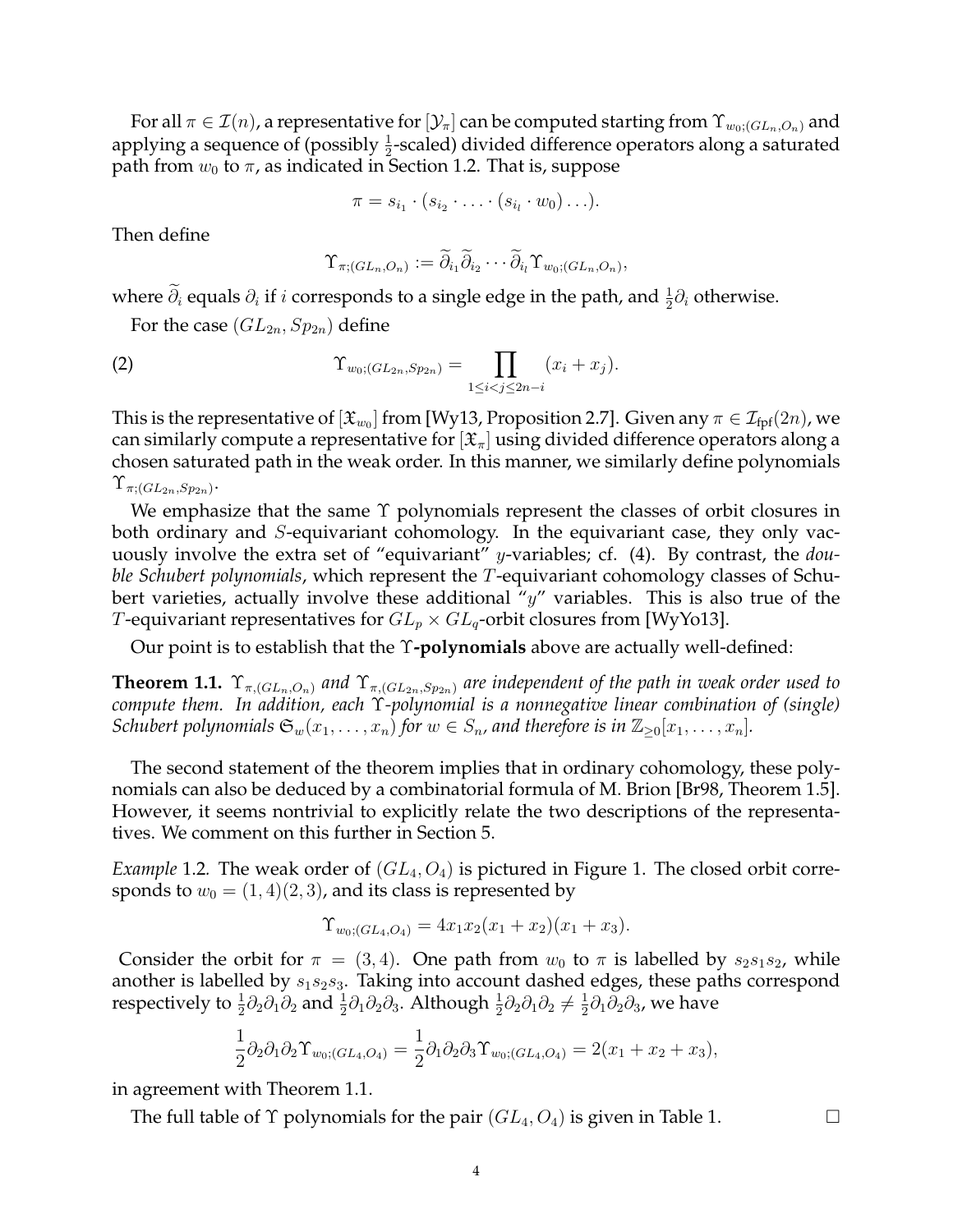For all $\pi \in \mathcal{I}(n)$, a representative for $[\mathcal{Y}_\pi]$ can be computed starting from $\Upsilon_{w_0;(GL_n,O_n)}$ and applying a sequence of (possibly $\frac{1}{2}$-scaled) divided difference operators along a saturated path from $w_0$ to $\pi$, as indicated in Section 1.2. That is, suppose

$$\pi = s_{i_1} \cdot (s_{i_2} \cdot \ldots \cdot (s_{i_l} \cdot w_0) \ldots).$$

Then define

$$\Upsilon_{\pi;(GL_n,O_n)} := \widetilde{\partial}_{i_1} \widetilde{\partial}_{i_2} \cdots \widetilde{\partial}_{i_l} \Upsilon_{w_0;(GL_n,O_n)},$$

where $\widetilde{\partial}_i$ equals $\partial_i$ if $i$ corresponds to a single edge in the path, and $\frac{1}{2}\partial_i$ otherwise.

For the case $(GL_{2n}, Sp_{2n})$ define

$$\Upsilon_{w_0;(GL_{2n},Sp_{2n})} = \prod_{1 \leq i < j \leq 2n-i} (x_i + x_j). \tag{2}$$

This is the representative of $[\mathfrak{X}_{w_0}]$ from [Wy13, Proposition 2.7]. Given any $\pi \in \mathcal{I}_{\text{fpf}}(2n)$, we can similarly compute a representative for $[\mathfrak{X}_\pi]$ using divided difference operators along a chosen saturated path in the weak order. In this manner, we similarly define polynomials $\Upsilon_{\pi;(GL_{2n},Sp_{2n})}$.

We emphasize that the same $\Upsilon$ polynomials represent the classes of orbit closures in both ordinary and $S$-equivariant cohomology. In the equivariant case, they only vacuously involve the extra set of "equivariant" $y$-variables; cf. (4). By contrast, the *double Schubert polynomials*, which represent the $T$-equivariant cohomology classes of Schubert varieties, actually involve these additional "$y$" variables. This is also true of the $T$-equivariant representatives for $GL_p \times GL_q$-orbit closures from [WyYo13].

Our point is to establish that the **$\Upsilon$-polynomials** above are actually well-defined:

**Theorem 1.1.** *$\Upsilon_{\pi,(GL_n,O_n)}$ and $\Upsilon_{\pi,(GL_{2n},Sp_{2n})}$ are independent of the path in weak order used to compute them. In addition, each $\Upsilon$-polynomial is a nonnegative linear combination of (single) Schubert polynomials $\mathfrak{S}_w(x_1, \ldots, x_n)$ for $w \in S_n$, and therefore is in $\mathbb{Z}_{\geq 0}[x_1, \ldots, x_n]$.*

The second statement of the theorem implies that in ordinary cohomology, these polynomials can also be deduced by a combinatorial formula of M. Brion [Br98, Theorem 1.5]. However, it seems nontrivial to explicitly relate the two descriptions of the representatives. We comment on this further in Section 5.

*Example* 1.2. The weak order of $(GL_4, O_4)$ is pictured in Figure 1. The closed orbit corresponds to $w_0 = (1,4)(2,3)$, and its class is represented by

$$\Upsilon_{w_0;(GL_4,O_4)} = 4x_1x_2(x_1 + x_2)(x_1 + x_3).$$

Consider the orbit for $\pi = (3,4)$. One path from $w_0$ to $\pi$ is labelled by $s_2s_1s_2$, while another is labelled by $s_1s_2s_3$. Taking into account dashed edges, these paths correspond respectively to $\frac{1}{2}\partial_2\partial_1\partial_2$ and $\frac{1}{2}\partial_1\partial_2\partial_3$. Although $\frac{1}{2}\partial_2\partial_1\partial_2 \neq \frac{1}{2}\partial_1\partial_2\partial_3$, we have

$$\frac{1}{2}\partial_2\partial_1\partial_2 \Upsilon_{w_0;(GL_4,O_4)} = \frac{1}{2}\partial_1\partial_2\partial_3 \Upsilon_{w_0;(GL_4,O_4)} = 2(x_1 + x_2 + x_3),$$

in agreement with Theorem 1.1.

The full table of $\Upsilon$ polynomials for the pair $(GL_4, O_4)$ is given in Table 1. □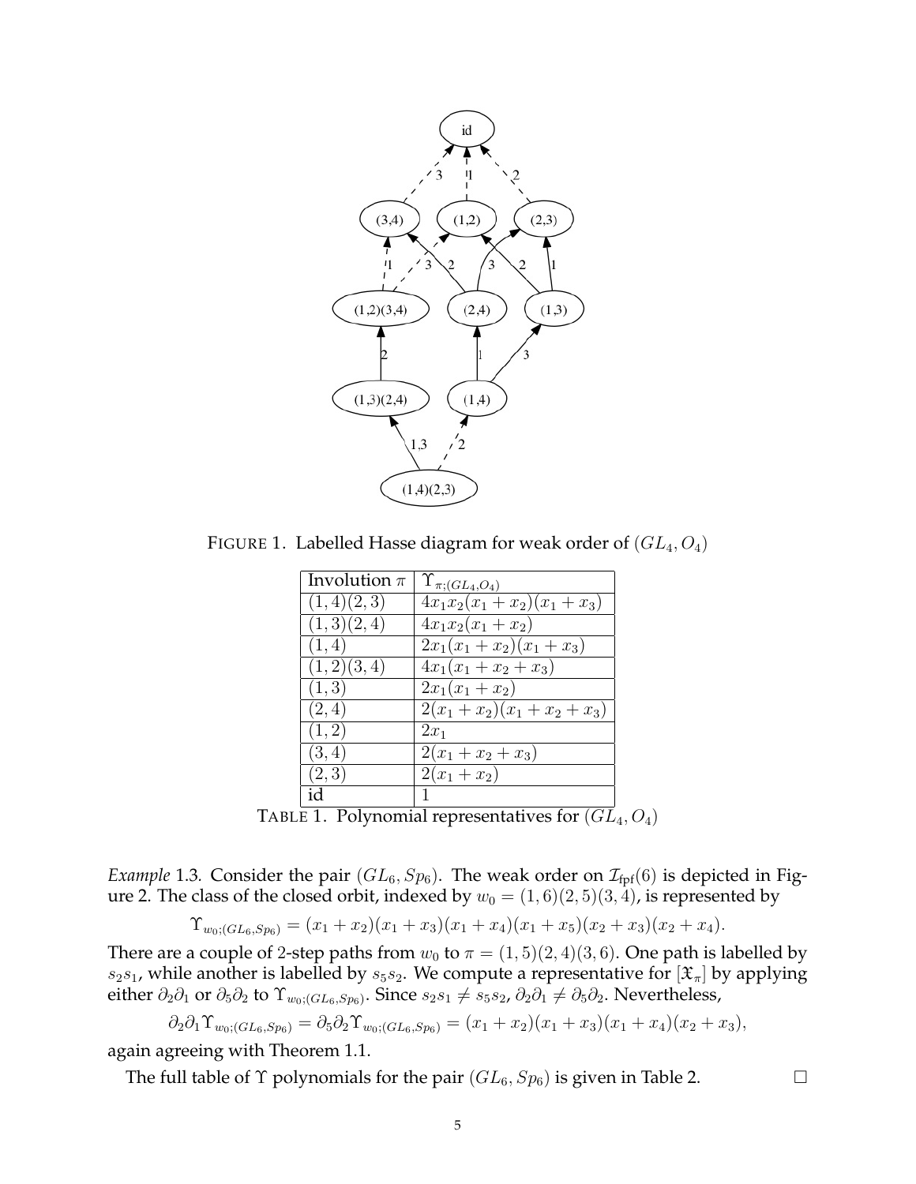FIGURE 1. Labelled Hasse diagram for weak order of $(GL_4, O_4)$

| Involution $\pi$ | $\Upsilon_{\pi;(GL_4,O_4)}$ |
|---|---|
| $(1,4)(2,3)$ | $4x_1x_2(x_1+x_2)(x_1+x_3)$ |
| $(1,3)(2,4)$ | $4x_1x_2(x_1+x_2)$ |
| $(1,4)$ | $2x_1(x_1+x_2)(x_1+x_3)$ |
| $(1,2)(3,4)$ | $4x_1(x_1+x_2+x_3)$ |
| $(1,3)$ | $2x_1(x_1+x_2)$ |
| $(2,4)$ | $2(x_1+x_2)(x_1+x_2+x_3)$ |
| $(1,2)$ | $2x_1$ |
| $(3,4)$ | $2(x_1+x_2+x_3)$ |
| $(2,3)$ | $2(x_1+x_2)$ |
| id | $1$ |

TABLE 1. Polynomial representatives for $(GL_4, O_4)$

*Example* 1.3. Consider the pair $(GL_6, Sp_6)$. The weak order on $\mathcal{I}_{\text{fpf}}(6)$ is depicted in Figure 2. The class of the closed orbit, indexed by $w_0 = (1,6)(2,5)(3,4)$, is represented by

$$\Upsilon_{w_0;(GL_6,Sp_6)} = (x_1+x_2)(x_1+x_3)(x_1+x_4)(x_1+x_5)(x_2+x_3)(x_2+x_4).$$

There are a couple of 2-step paths from $w_0$ to $\pi = (1,5)(2,4)(3,6)$. One path is labelled by $s_2s_1$, while another is labelled by $s_5s_2$. We compute a representative for $[\mathfrak{X}_\pi]$ by applying either $\partial_2\partial_1$ or $\partial_5\partial_2$ to $\Upsilon_{w_0;(GL_6,Sp_6)}$. Since $s_2s_1 \neq s_5s_2$, $\partial_2\partial_1 \neq \partial_5\partial_2$. Nevertheless,

$$\partial_2\partial_1\Upsilon_{w_0;(GL_6,Sp_6)} = \partial_5\partial_2\Upsilon_{w_0;(GL_6,Sp_6)} = (x_1+x_2)(x_1+x_3)(x_1+x_4)(x_2+x_3),$$

again agreeing with Theorem 1.1.

The full table of $\Upsilon$ polynomials for the pair $(GL_6, Sp_6)$ is given in Table 2. □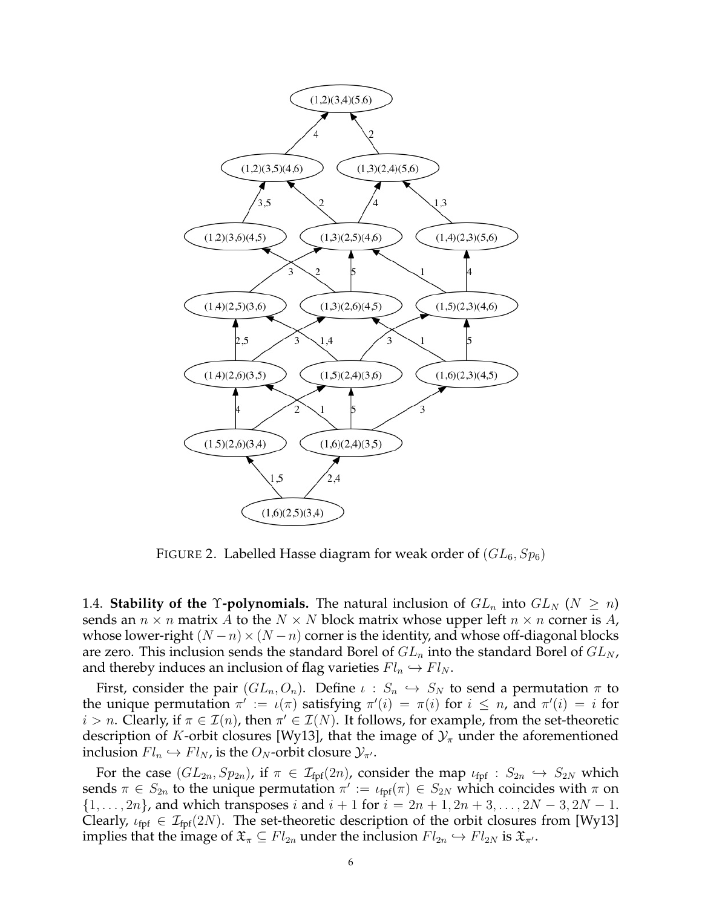FIGURE 2. Labelled Hasse diagram for weak order of $(GL_6, Sp_6)$

1.4. **Stability of the $\Upsilon$-polynomials.** The natural inclusion of $GL_n$ into $GL_N$ ($N \geq n$) sends an $n \times n$ matrix $A$ to the $N \times N$ block matrix whose upper left $n \times n$ corner is $A$, whose lower-right $(N-n) \times (N-n)$ corner is the identity, and whose off-diagonal blocks are zero. This inclusion sends the standard Borel of $GL_n$ into the standard Borel of $GL_N$, and thereby induces an inclusion of flag varieties $Fl_n \hookrightarrow Fl_N$.

First, consider the pair $(GL_n, O_n)$. Define $\iota : S_n \hookrightarrow S_N$ to send a permutation $\pi$ to the unique permutation $\pi' := \iota(\pi)$ satisfying $\pi'(i) = \pi(i)$ for $i \leq n$, and $\pi'(i) = i$ for $i > n$. Clearly, if $\pi \in \mathcal{I}(n)$, then $\pi' \in \mathcal{I}(N)$. It follows, for example, from the set-theoretic description of $K$-orbit closures [Wy13], that the image of $\mathcal{Y}_\pi$ under the aforementioned inclusion $Fl_n \hookrightarrow Fl_N$, is the $O_N$-orbit closure $\mathcal{Y}_{\pi'}$.

For the case $(GL_{2n}, Sp_{2n})$, if $\pi \in \mathcal{I}_{\text{fpf}}(2n)$, consider the map $\iota_{\text{fpf}} : S_{2n} \hookrightarrow S_{2N}$ which sends $\pi \in S_{2n}$ to the unique permutation $\pi' := \iota_{\text{fpf}}(\pi) \in S_{2N}$ which coincides with $\pi$ on $\{1, \ldots, 2n\}$, and which transposes $i$ and $i+1$ for $i = 2n+1, 2n+3, \ldots, 2N-3, 2N-1$. Clearly, $\iota_{\text{fpf}} \in \mathcal{I}_{\text{fpf}}(2N)$. The set-theoretic description of the orbit closures from [Wy13] implies that the image of $\mathfrak{X}_\pi \subseteq Fl_{2n}$ under the inclusion $Fl_{2n} \hookrightarrow Fl_{2N}$ is $\mathfrak{X}_{\pi'}$.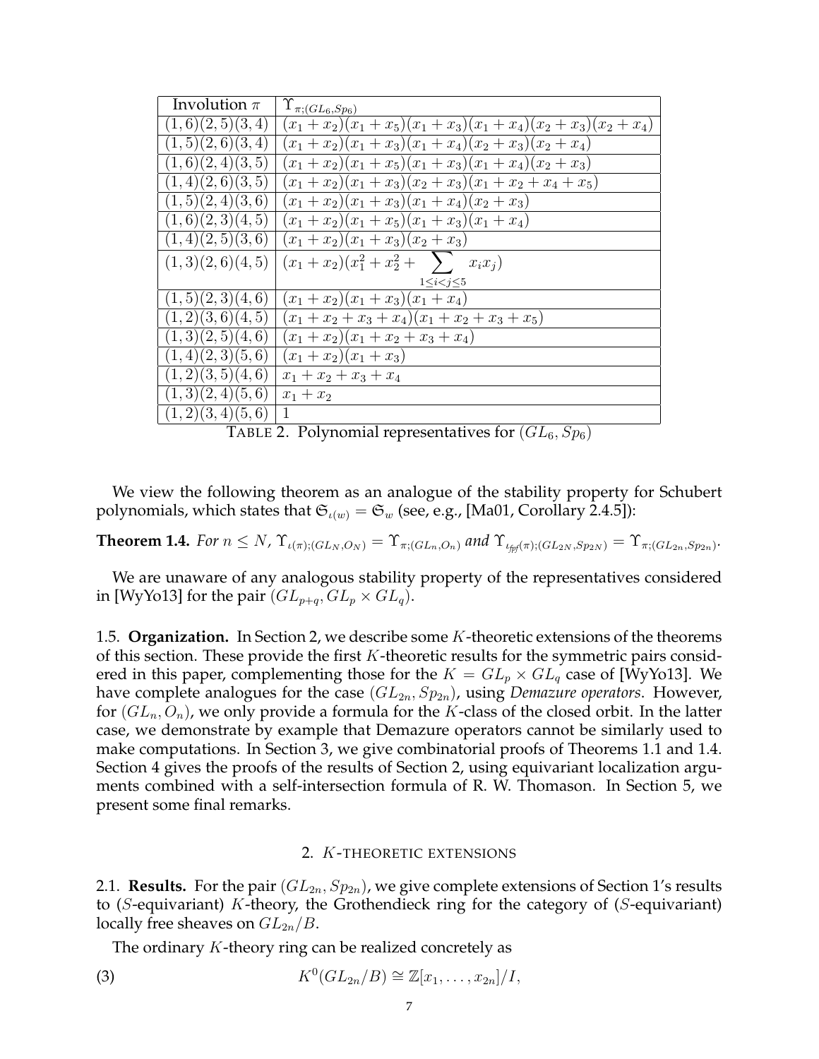| Involution $\pi$ | $\Upsilon_{\pi;(GL_6,Sp_6)}$ |
|---|---|
| $(1,6)(2,5)(3,4)$ | $(x_1+x_2)(x_1+x_5)(x_1+x_3)(x_1+x_4)(x_2+x_3)(x_2+x_4)$ |
| $(1,5)(2,6)(3,4)$ | $(x_1+x_2)(x_1+x_3)(x_1+x_4)(x_2+x_3)(x_2+x_4)$ |
| $(1,6)(2,4)(3,5)$ | $(x_1+x_2)(x_1+x_5)(x_1+x_3)(x_1+x_4)(x_2+x_3)$ |
| $(1,4)(2,6)(3,5)$ | $(x_1+x_2)(x_1+x_3)(x_2+x_3)(x_1+x_2+x_4+x_5)$ |
| $(1,5)(2,4)(3,6)$ | $(x_1+x_2)(x_1+x_3)(x_1+x_4)(x_2+x_3)$ |
| $(1,6)(2,3)(4,5)$ | $(x_1+x_2)(x_1+x_5)(x_1+x_3)(x_1+x_4)$ |
| $(1,4)(2,5)(3,6)$ | $(x_1+x_2)(x_1+x_3)(x_2+x_3)$ |
| $(1,3)(2,6)(4,5)$ | $(x_1+x_2)(x_1^2+x_2^2+\sum_{1\leq i<j\leq 5} x_ix_j)$ |
| $(1,5)(2,3)(4,6)$ | $(x_1+x_2)(x_1+x_3)(x_1+x_4)$ |
| $(1,2)(3,6)(4,5)$ | $(x_1+x_2+x_3+x_4)(x_1+x_2+x_3+x_5)$ |
| $(1,3)(2,5)(4,6)$ | $(x_1+x_2)(x_1+x_2+x_3+x_4)$ |
| $(1,4)(2,3)(5,6)$ | $(x_1+x_2)(x_1+x_3)$ |
| $(1,2)(3,5)(4,6)$ | $x_1+x_2+x_3+x_4$ |
| $(1,3)(2,4)(5,6)$ | $x_1+x_2$ |
| $(1,2)(3,4)(5,6)$ | $1$ |

TABLE 2. Polynomial representatives for $(GL_6, Sp_6)$

We view the following theorem as an analogue of the stability property for Schubert polynomials, which states that $\mathfrak{S}_{\iota(w)} = \mathfrak{S}_w$ (see, e.g., [Ma01, Corollary 2.4.5]):

**Theorem 1.4.** *For $n \leq N$, $\Upsilon_{\iota(\pi);(GL_N,O_N)} = \Upsilon_{\pi;(GL_n,O_n)}$ and $\Upsilon_{\iota_{fpf}(\pi);(GL_{2N},Sp_{2N})} = \Upsilon_{\pi;(GL_{2n},Sp_{2n})}$.*

We are unaware of any analogous stability property of the representatives considered in [WyYo13] for the pair $(GL_{p+q}, GL_p \times GL_q)$.

1.5. **Organization.** In Section 2, we describe some $K$-theoretic extensions of the theorems of this section. These provide the first $K$-theoretic results for the symmetric pairs considered in this paper, complementing those for the $K = GL_p \times GL_q$ case of [WyYo13]. We have complete analogues for the case $(GL_{2n}, Sp_{2n})$, using *Demazure operators*. However, for $(GL_n, O_n)$, we only provide a formula for the $K$-class of the closed orbit. In the latter case, we demonstrate by example that Demazure operators cannot be similarly used to make computations. In Section 3, we give combinatorial proofs of Theorems 1.1 and 1.4. Section 4 gives the proofs of the results of Section 2, using equivariant localization arguments combined with a self-intersection formula of R. W. Thomason. In Section 5, we present some final remarks.

## 2. $K$-THEORETIC EXTENSIONS

2.1. **Results.** For the pair $(GL_{2n}, Sp_{2n})$, we give complete extensions of Section 1's results to ($S$-equivariant) $K$-theory, the Grothendieck ring for the category of ($S$-equivariant) locally free sheaves on $GL_{2n}/B$.

The ordinary $K$-theory ring can be realized concretely as

$$K^0(GL_{2n}/B) \cong \mathbb{Z}[x_1, \ldots, x_{2n}]/I, \tag{3}$$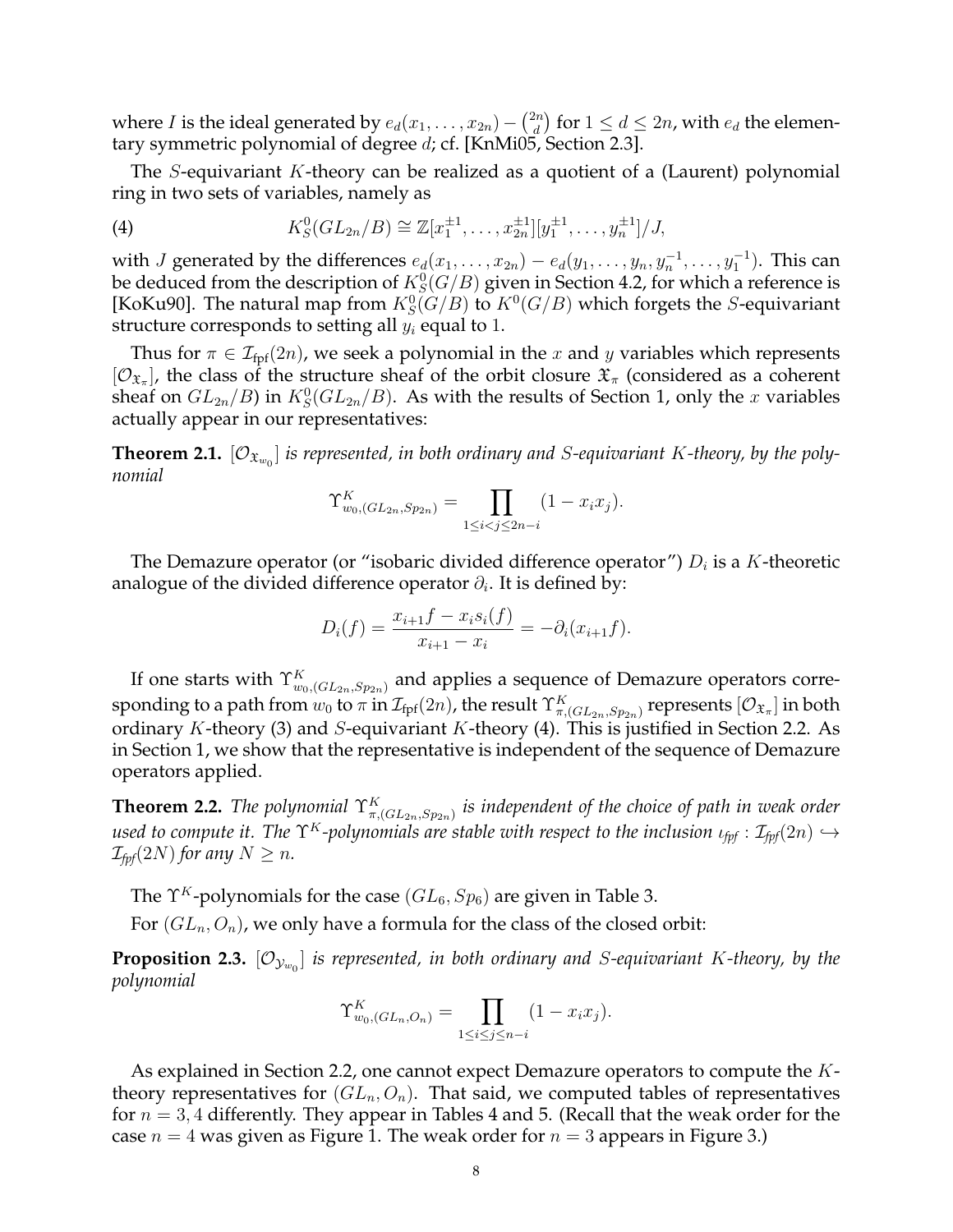where $I$ is the ideal generated by $e_d(x_1, \ldots, x_{2n}) - \binom{2n}{d}$ for $1 \leq d \leq 2n$, with $e_d$ the elementary symmetric polynomial of degree $d$; cf. [KnMi05, Section 2.3].

The $S$-equivariant $K$-theory can be realized as a quotient of a (Laurent) polynomial ring in two sets of variables, namely as

$$K_S^0(GL_{2n}/B) \cong \mathbb{Z}[x_1^{\pm 1}, \ldots, x_{2n}^{\pm 1}][y_1^{\pm 1}, \ldots, y_n^{\pm 1}]/J, \tag{4}$$

with $J$ generated by the differences $e_d(x_1, \ldots, x_{2n}) - e_d(y_1, \ldots, y_n, y_n^{-1}, \ldots, y_1^{-1})$. This can be deduced from the description of $K_S^0(G/B)$ given in Section 4.2, for which a reference is [KoKu90]. The natural map from $K_S^0(G/B)$ to $K^0(G/B)$ which forgets the $S$-equivariant structure corresponds to setting all $y_i$ equal to 1.

Thus for $\pi \in \mathcal{I}_{\text{fpf}}(2n)$, we seek a polynomial in the $x$ and $y$ variables which represents $[\mathcal{O}_{\mathfrak{X}_\pi}]$, the class of the structure sheaf of the orbit closure $\mathfrak{X}_\pi$ (considered as a coherent sheaf on $GL_{2n}/B$) in $K_S^0(GL_{2n}/B)$. As with the results of Section 1, only the $x$ variables actually appear in our representatives:

**Theorem 2.1.** *$[\mathcal{O}_{\mathfrak{X}_{w_0}}]$ is represented, in both ordinary and $S$-equivariant $K$-theory, by the polynomial*

$$\Upsilon^K_{w_0,(GL_{2n},Sp_{2n})} = \prod_{1 \leq i < j \leq 2n-i} (1 - x_i x_j).$$

The Demazure operator (or "isobaric divided difference operator") $D_i$ is a $K$-theoretic analogue of the divided difference operator $\partial_i$. It is defined by:

$$D_i(f) = \frac{x_{i+1} f - x_i s_i(f)}{x_{i+1} - x_i} = -\partial_i(x_{i+1} f).$$

If one starts with $\Upsilon^K_{w_0,(GL_{2n},Sp_{2n})}$ and applies a sequence of Demazure operators corresponding to a path from $w_0$ to $\pi$ in $\mathcal{I}_{\text{fpf}}(2n)$, the result $\Upsilon^K_{\pi,(GL_{2n},Sp_{2n})}$ represents $[\mathcal{O}_{\mathfrak{X}_\pi}]$ in both ordinary $K$-theory (3) and $S$-equivariant $K$-theory (4). This is justified in Section 2.2. As in Section 1, we show that the representative is independent of the sequence of Demazure operators applied.

**Theorem 2.2.** *The polynomial $\Upsilon^K_{\pi,(GL_{2n},Sp_{2n})}$ is independent of the choice of path in weak order used to compute it. The $\Upsilon^K$-polynomials are stable with respect to the inclusion $\iota_{fpf} : \mathcal{I}_{fpf}(2n) \hookrightarrow \mathcal{I}_{fpf}(2N)$ for any $N \geq n$.*

The $\Upsilon^K$-polynomials for the case $(GL_6, Sp_6)$ are given in Table 3.

For $(GL_n, O_n)$, we only have a formula for the class of the closed orbit:

**Proposition 2.3.** *$[\mathcal{O}_{\mathcal{Y}_{w_0}}]$ is represented, in both ordinary and $S$-equivariant $K$-theory, by the polynomial*

$$\Upsilon^K_{w_0,(GL_n,O_n)} = \prod_{1 \leq i \leq j \leq n-i} (1 - x_i x_j).$$

As explained in Section 2.2, one cannot expect Demazure operators to compute the $K$-theory representatives for $(GL_n, O_n)$. That said, we computed tables of representatives for $n = 3, 4$ differently. They appear in Tables 4 and 5. (Recall that the weak order for the case $n = 4$ was given as Figure 1. The weak order for $n = 3$ appears in Figure 3.)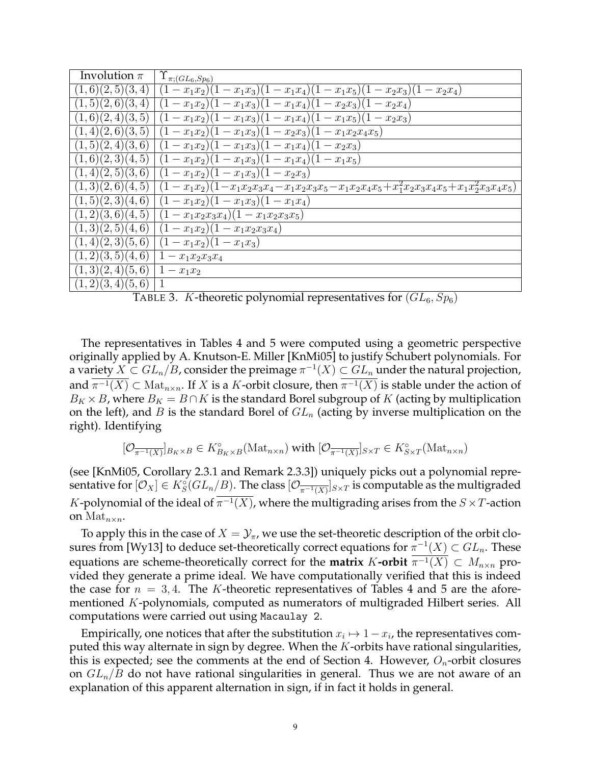| Involution $\pi$ | $\Upsilon_{\pi;(GL_6,Sp_6)}$ |
| --- | --- |
| $(1,6)(2,5)(3,4)$ | $(1-x_1x_2)(1-x_1x_3)(1-x_1x_4)(1-x_1x_5)(1-x_2x_3)(1-x_2x_4)$ |
| $(1,5)(2,6)(3,4)$ | $(1-x_1x_2)(1-x_1x_3)(1-x_1x_4)(1-x_2x_3)(1-x_2x_4)$ |
| $(1,6)(2,4)(3,5)$ | $(1-x_1x_2)(1-x_1x_3)(1-x_1x_4)(1-x_1x_5)(1-x_2x_3)$ |
| $(1,4)(2,6)(3,5)$ | $(1-x_1x_2)(1-x_1x_3)(1-x_2x_3)(1-x_1x_2x_4x_5)$ |
| $(1,5)(2,4)(3,6)$ | $(1-x_1x_2)(1-x_1x_3)(1-x_1x_4)(1-x_2x_3)$ |
| $(1,6)(2,3)(4,5)$ | $(1-x_1x_2)(1-x_1x_3)(1-x_1x_4)(1-x_1x_5)$ |
| $(1,4)(2,5)(3,6)$ | $(1-x_1x_2)(1-x_1x_3)(1-x_2x_3)$ |
| $(1,3)(2,6)(4,5)$ | $(1-x_1x_2)(1-x_1x_2x_3x_4-x_1x_2x_3x_5-x_1x_2x_4x_5+x_1^2x_2x_3x_4x_5+x_1x_2^2x_3x_4x_5)$ |
| $(1,5)(2,3)(4,6)$ | $(1-x_1x_2)(1-x_1x_3)(1-x_1x_4)$ |
| $(1,2)(3,6)(4,5)$ | $(1-x_1x_2x_3x_4)(1-x_1x_2x_3x_5)$ |
| $(1,3)(2,5)(4,6)$ | $(1-x_1x_2)(1-x_1x_2x_3x_4)$ |
| $(1,4)(2,3)(5,6)$ | $(1-x_1x_2)(1-x_1x_3)$ |
| $(1,2)(3,5)(4,6)$ | $1-x_1x_2x_3x_4$ |
| $(1,3)(2,4)(5,6)$ | $1-x_1x_2$ |
| $(1,2)(3,4)(5,6)$ | $1$ |

TABLE 3. $K$-theoretic polynomial representatives for $(GL_6, Sp_6)$

The representatives in Tables 4 and 5 were computed using a geometric perspective originally applied by A. Knutson-E. Miller [KnMi05] to justify Schubert polynomials. For a variety $X \subset GL_n/B$, consider the preimage $\pi^{-1}(X) \subset GL_n$ under the natural projection, and $\overline{\pi^{-1}(X)} \subset \mathrm{Mat}_{n\times n}$. If $X$ is a $K$-orbit closure, then $\overline{\pi^{-1}(X)}$ is stable under the action of $B_K \times B$, where $B_K = B \cap K$ is the standard Borel subgroup of $K$ (acting by multiplication on the left), and $B$ is the standard Borel of $GL_n$ (acting by inverse multiplication on the right). Identifying

$$[\mathcal{O}_{\overline{\pi^{-1}(X)}}]_{B_K\times B} \in K^\circ_{B_K\times B}(\mathrm{Mat}_{n\times n}) \text{ with } [\mathcal{O}_{\overline{\pi^{-1}(X)}}]_{S\times T} \in K^\circ_{S\times T}(\mathrm{Mat}_{n\times n})$$

(see [KnMi05, Corollary 2.3.1 and Remark 2.3.3]) uniquely picks out a polynomial representative for $[\mathcal{O}_X] \in K^\circ_S(GL_n/B)$. The class $[\mathcal{O}_{\overline{\pi^{-1}(X)}}]_{S\times T}$ is computable as the multigraded $K$-polynomial of the ideal of $\overline{\pi^{-1}(X)}$, where the multigrading arises from the $S\times T$-action on $\mathrm{Mat}_{n\times n}$.

To apply this in the case of $X = \mathcal{Y}_\pi$, we use the set-theoretic description of the orbit closures from [Wy13] to deduce set-theoretically correct equations for $\pi^{-1}(X) \subset GL_n$. These equations are scheme-theoretically correct for the **matrix $K$-orbit** $\overline{\pi^{-1}(X)} \subset M_{n\times n}$ provided they generate a prime ideal. We have computationally verified that this is indeed the case for $n = 3, 4$. The $K$-theoretic representatives of Tables 4 and 5 are the aforementioned $K$-polynomials, computed as numerators of multigraded Hilbert series. All computations were carried out using `Macaulay 2`.

Empirically, one notices that after the substitution $x_i \mapsto 1 - x_i$, the representatives computed this way alternate in sign by degree. When the $K$-orbits have rational singularities, this is expected; see the comments at the end of Section 4. However, $O_n$-orbit closures on $GL_n/B$ do not have rational singularities in general. Thus we are not aware of an explanation of this apparent alternation in sign, if in fact it holds in general.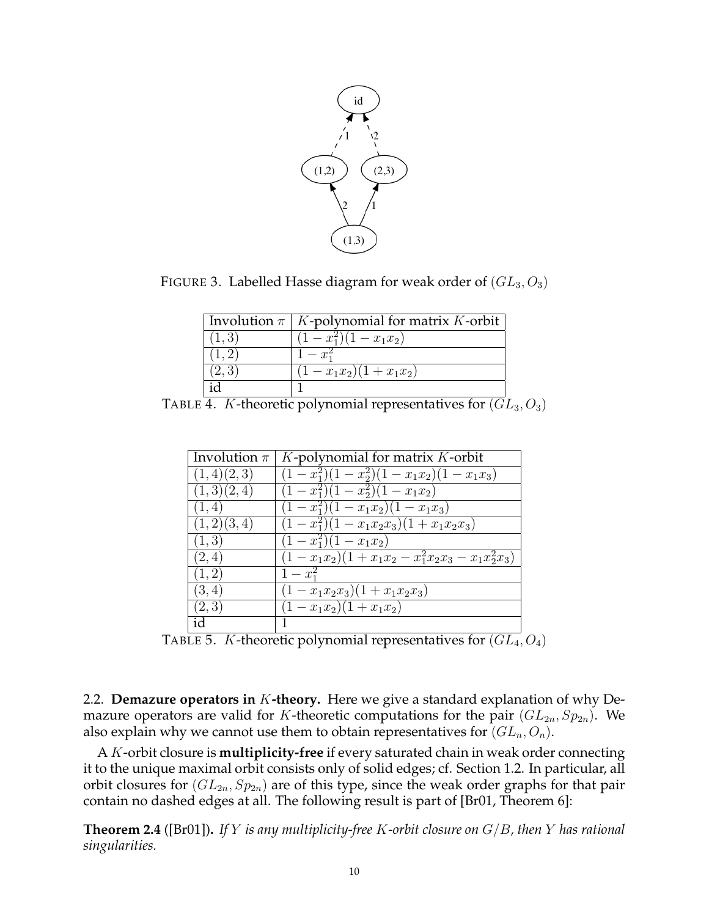FIGURE 3. Labelled Hasse diagram for weak order of $(GL_3, O_3)$

| Involution $\pi$ | $K$-polynomial for matrix $K$-orbit |
|---|---|
| $(1,3)$ | $(1-x_1^2)(1-x_1x_2)$ |
| $(1,2)$ | $1-x_1^2$ |
| $(2,3)$ | $(1-x_1x_2)(1+x_1x_2)$ |
| id | 1 |

TABLE 4. $K$-theoretic polynomial representatives for $(GL_3, O_3)$

| Involution $\pi$ | $K$-polynomial for matrix $K$-orbit |
|---|---|
| $(1,4)(2,3)$ | $(1-x_1^2)(1-x_2^2)(1-x_1x_2)(1-x_1x_3)$ |
| $(1,3)(2,4)$ | $(1-x_1^2)(1-x_2^2)(1-x_1x_2)$ |
| $(1,4)$ | $(1-x_1^2)(1-x_1x_2)(1-x_1x_3)$ |
| $(1,2)(3,4)$ | $(1-x_1^2)(1-x_1x_2x_3)(1+x_1x_2x_3)$ |
| $(1,3)$ | $(1-x_1^2)(1-x_1x_2)$ |
| $(2,4)$ | $(1-x_1x_2)(1+x_1x_2-x_1^2x_2x_3-x_1x_2^2x_3)$ |
| $(1,2)$ | $1-x_1^2$ |
| $(3,4)$ | $(1-x_1x_2x_3)(1+x_1x_2x_3)$ |
| $(2,3)$ | $(1-x_1x_2)(1+x_1x_2)$ |
| id | 1 |

TABLE 5. $K$-theoretic polynomial representatives for $(GL_4, O_4)$

2.2. **Demazure operators in $K$-theory.** Here we give a standard explanation of why Demazure operators are valid for $K$-theoretic computations for the pair $(GL_{2n}, Sp_{2n})$. We also explain why we cannot use them to obtain representatives for $(GL_n, O_n)$.

A $K$-orbit closure is **multiplicity-free** if every saturated chain in weak order connecting it to the unique maximal orbit consists only of solid edges; cf. Section 1.2. In particular, all orbit closures for $(GL_{2n}, Sp_{2n})$ are of this type, since the weak order graphs for that pair contain no dashed edges at all. The following result is part of [Br01, Theorem 6]:

**Theorem 2.4** ([Br01]). *If $Y$ is any multiplicity-free $K$-orbit closure on $G/B$, then $Y$ has rational singularities.*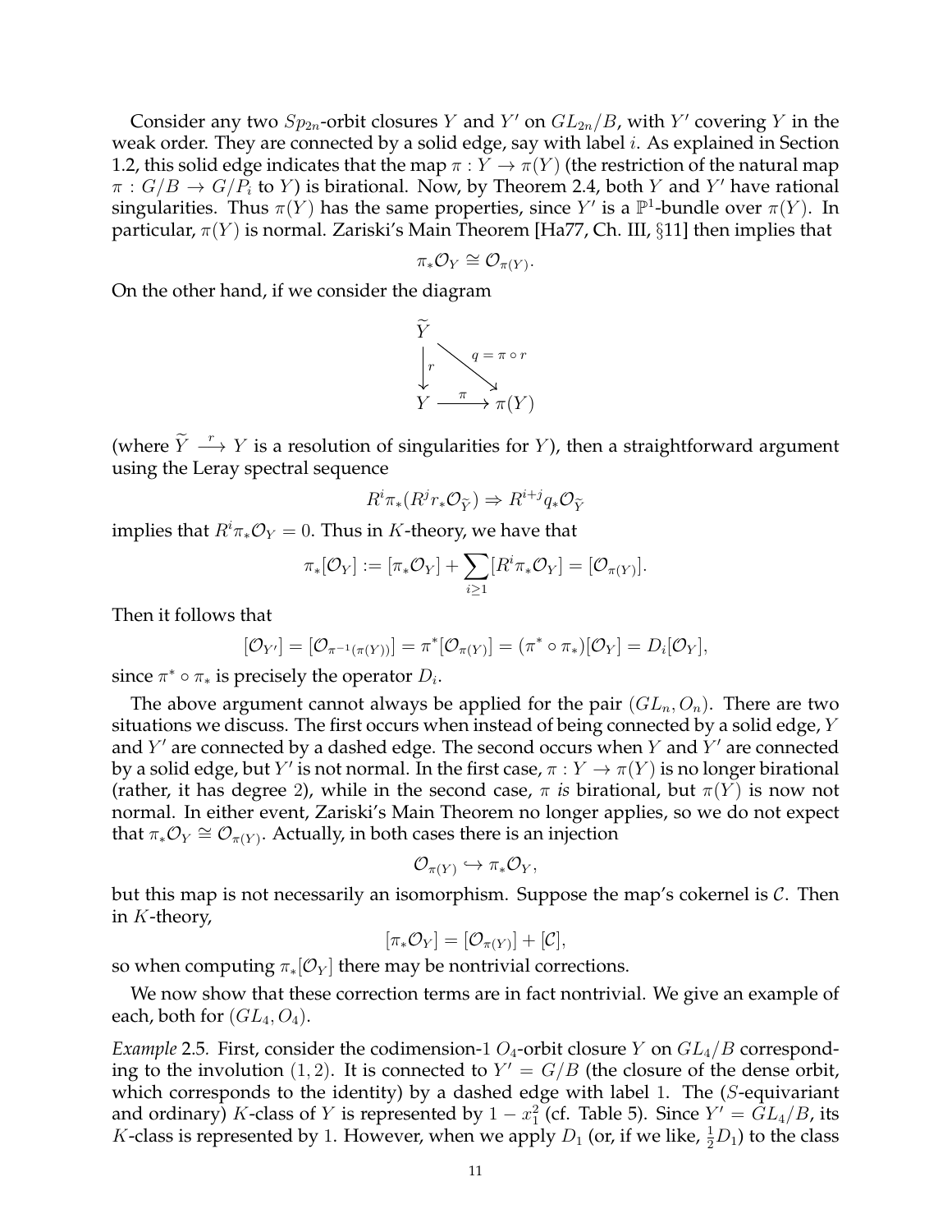Consider any two $Sp_{2n}$-orbit closures $Y$ and $Y'$ on $GL_{2n}/B$, with $Y'$ covering $Y$ in the weak order. They are connected by a solid edge, say with label $i$. As explained in Section 1.2, this solid edge indicates that the map $\pi : Y \to \pi(Y)$ (the restriction of the natural map $\pi : G/B \to G/P_i$ to $Y$) is birational. Now, by Theorem 2.4, both $Y$ and $Y'$ have rational singularities. Thus $\pi(Y)$ has the same properties, since $Y'$ is a $\mathbb{P}^1$-bundle over $\pi(Y)$. In particular, $\pi(Y)$ is normal. Zariski's Main Theorem [Ha77, Ch. III, §11] then implies that

$$\pi_*\mathcal{O}_Y \cong \mathcal{O}_{\pi(Y)}.$$

On the other hand, if we consider the diagram

$$\begin{array}{ccc} \widetilde{Y} & & \\ \big\downarrow r & \searrow^{q = \pi \circ r} & \\ Y & \xrightarrow{\pi} & \pi(Y) \end{array}$$

(where $\widetilde{Y} \xrightarrow{r} Y$ is a resolution of singularities for $Y$), then a straightforward argument using the Leray spectral sequence

$$R^i\pi_*(R^j r_*\mathcal{O}_{\widetilde{Y}}) \Rightarrow R^{i+j}q_*\mathcal{O}_{\widetilde{Y}}$$

implies that $R^i\pi_*\mathcal{O}_Y = 0$. Thus in $K$-theory, we have that

$$\pi_*[\mathcal{O}_Y] := [\pi_*\mathcal{O}_Y] + \sum_{i \geq 1}[R^i\pi_*\mathcal{O}_Y] = [\mathcal{O}_{\pi(Y)}].$$

Then it follows that

$$[\mathcal{O}_{Y'}] = [\mathcal{O}_{\pi^{-1}(\pi(Y))}] = \pi^*[\mathcal{O}_{\pi(Y)}] = (\pi^* \circ \pi_*)[\mathcal{O}_Y] = D_i[\mathcal{O}_Y],$$

since $\pi^* \circ \pi_*$ is precisely the operator $D_i$.

The above argument cannot always be applied for the pair $(GL_n, O_n)$. There are two situations we discuss. The first occurs when instead of being connected by a solid edge, $Y$ and $Y'$ are connected by a dashed edge. The second occurs when $Y$ and $Y'$ are connected by a solid edge, but $Y'$ is not normal. In the first case, $\pi : Y \to \pi(Y)$ is no longer birational (rather, it has degree 2), while in the second case, $\pi$ *is* birational, but $\pi(Y)$ is now not normal. In either event, Zariski's Main Theorem no longer applies, so we do not expect that $\pi_*\mathcal{O}_Y \cong \mathcal{O}_{\pi(Y)}$. Actually, in both cases there is an injection

$$\mathcal{O}_{\pi(Y)} \hookrightarrow \pi_*\mathcal{O}_Y,$$

but this map is not necessarily an isomorphism. Suppose the map's cokernel is $\mathcal{C}$. Then in $K$-theory,

$$[\pi_*\mathcal{O}_Y] = [\mathcal{O}_{\pi(Y)}] + [\mathcal{C}],$$

so when computing $\pi_*[\mathcal{O}_Y]$ there may be nontrivial corrections.

We now show that these correction terms are in fact nontrivial. We give an example of each, both for $(GL_4, O_4)$.

*Example* 2.5. First, consider the codimension-1 $O_4$-orbit closure $Y$ on $GL_4/B$ corresponding to the involution $(1, 2)$. It is connected to $Y' = G/B$ (the closure of the dense orbit, which corresponds to the identity) by a dashed edge with label 1. The ($S$-equivariant and ordinary) $K$-class of $Y$ is represented by $1 - x_1^2$ (cf. Table 5). Since $Y' = GL_4/B$, its $K$-class is represented by 1. However, when we apply $D_1$ (or, if we like, $\frac{1}{2}D_1$) to the class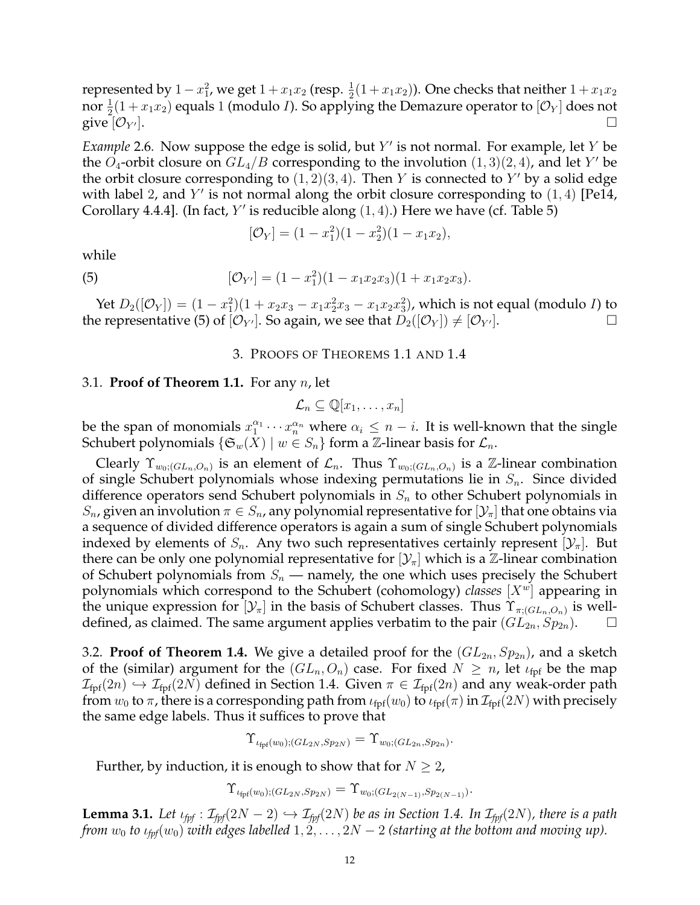represented by $1-x_1^2$, we get $1+x_1x_2$ (resp. $\frac{1}{2}(1+x_1x_2)$). One checks that neither $1+x_1x_2$ nor $\frac{1}{2}(1+x_1x_2)$ equals $1$ (modulo $I$). So applying the Demazure operator to $[\mathcal{O}_Y]$ does not give $[\mathcal{O}_{Y'}]$. $\square$

*Example* 2.6. Now suppose the edge is solid, but $Y'$ is not normal. For example, let $Y$ be the $O_4$-orbit closure on $GL_4/B$ corresponding to the involution $(1,3)(2,4)$, and let $Y'$ be the orbit closure corresponding to $(1,2)(3,4)$. Then $Y$ is connected to $Y'$ by a solid edge with label $2$, and $Y'$ is not normal along the orbit closure corresponding to $(1,4)$ [Pe14, Corollary 4.4.4]. (In fact, $Y'$ is reducible along $(1,4)$.) Here we have (cf. Table 5)

$$[\mathcal{O}_Y] = (1-x_1^2)(1-x_2^2)(1-x_1x_2),$$

while

$$[\mathcal{O}_{Y'}] = (1-x_1^2)(1-x_1x_2x_3)(1+x_1x_2x_3). \tag{5}$$

Yet $D_2([\mathcal{O}_Y]) = (1-x_1^2)(1+x_2x_3-x_1x_2^2x_3-x_1x_2x_3^2)$, which is not equal (modulo $I$) to the representative (5) of $[\mathcal{O}_{Y'}]$. So again, we see that $D_2([\mathcal{O}_Y]) \neq [\mathcal{O}_{Y'}]$. $\square$

## 3. Proofs of Theorems 1.1 and 1.4

**3.1. Proof of Theorem 1.1.** For any $n$, let

$$\mathcal{L}_n \subseteq \mathbb{Q}[x_1,\dots,x_n]$$

be the span of monomials $x_1^{\alpha_1}\cdots x_n^{\alpha_n}$ where $\alpha_i \leq n-i$. It is well-known that the single Schubert polynomials $\{\mathfrak{S}_w(X) \mid w \in S_n\}$ form a $\mathbb{Z}$-linear basis for $\mathcal{L}_n$.

Clearly $\Upsilon_{w_0;(GL_n,O_n)}$ is an element of $\mathcal{L}_n$. Thus $\Upsilon_{w_0;(GL_n,O_n)}$ is a $\mathbb{Z}$-linear combination of single Schubert polynomials whose indexing permutations lie in $S_n$. Since divided difference operators send Schubert polynomials in $S_n$ to other Schubert polynomials in $S_n$, given an involution $\pi \in S_n$, any polynomial representative for $[\mathcal{Y}_\pi]$ that one obtains via a sequence of divided difference operators is again a sum of single Schubert polynomials indexed by elements of $S_n$. Any two such representatives certainly represent $[\mathcal{Y}_\pi]$. But there can be only one polynomial representative for $[\mathcal{Y}_\pi]$ which is a $\mathbb{Z}$-linear combination of Schubert polynomials from $S_n$ — namely, the one which uses precisely the Schubert polynomials which correspond to the Schubert (cohomology) *classes* $[X^w]$ appearing in the unique expression for $[\mathcal{Y}_\pi]$ in the basis of Schubert classes. Thus $\Upsilon_{\pi;(GL_n,O_n)}$ is well-defined, as claimed. The same argument applies verbatim to the pair $(GL_{2n}, Sp_{2n})$. $\square$

**3.2. Proof of Theorem 1.4.** We give a detailed proof for the $(GL_{2n}, Sp_{2n})$, and a sketch of the (similar) argument for the $(GL_n, O_n)$ case. For fixed $N \geq n$, let $\iota_{\text{fpf}}$ be the map $\mathcal{I}_{\text{fpf}}(2n) \hookrightarrow \mathcal{I}_{\text{fpf}}(2N)$ defined in Section 1.4. Given $\pi \in \mathcal{I}_{\text{fpf}}(2n)$ and any weak-order path from $w_0$ to $\pi$, there is a corresponding path from $\iota_{\text{fpf}}(w_0)$ to $\iota_{\text{fpf}}(\pi)$ in $\mathcal{I}_{\text{fpf}}(2N)$ with precisely the same edge labels. Thus it suffices to prove that

$$\Upsilon_{\iota_{\text{fpf}}(w_0);(GL_{2N},Sp_{2N})} = \Upsilon_{w_0;(GL_{2n},Sp_{2n})}.$$

Further, by induction, it is enough to show that for $N \geq 2$,

$$\Upsilon_{\iota_{\text{fpf}}(w_0);(GL_{2N},Sp_{2N})} = \Upsilon_{w_0;(GL_{2(N-1)},Sp_{2(N-1)})}.$$

**Lemma 3.1.** *Let $\iota_{fpf} : \mathcal{I}_{fpf}(2N-2) \hookrightarrow \mathcal{I}_{fpf}(2N)$ be as in Section 1.4. In $\mathcal{I}_{fpf}(2N)$, there is a path from $w_0$ to $\iota_{fpf}(w_0)$ with edges labelled $1,2,\dots,2N-2$ (starting at the bottom and moving up).*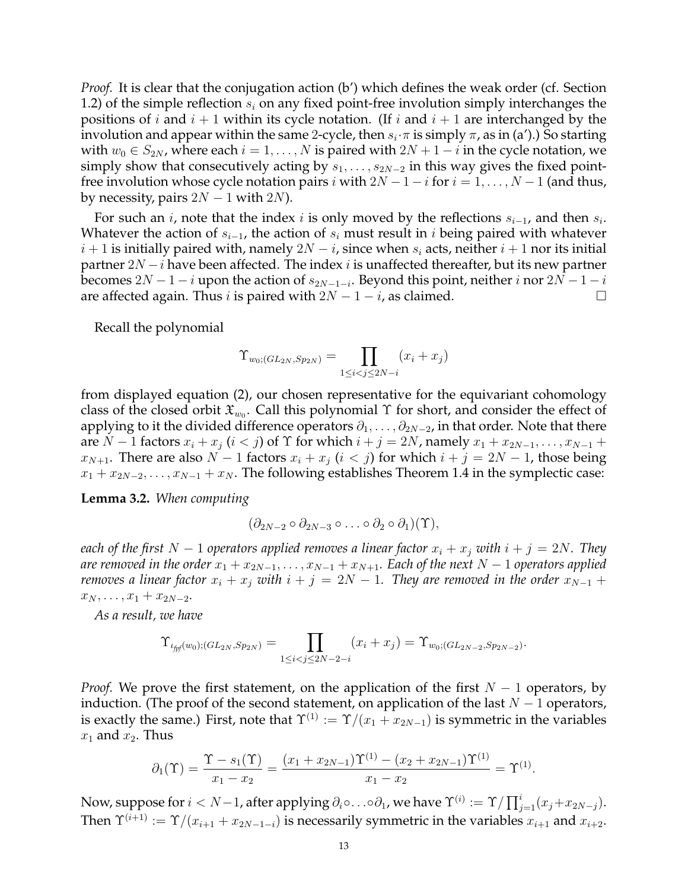*Proof.* It is clear that the conjugation action (b') which defines the weak order (cf. Section 1.2) of the simple reflection $s_i$ on any fixed point-free involution simply interchanges the positions of $i$ and $i+1$ within its cycle notation. (If $i$ and $i+1$ are interchanged by the involution and appear within the same 2-cycle, then $s_i \cdot \pi$ is simply $\pi$, as in (a').) So starting with $w_0 \in S_{2N}$, where each $i = 1, \ldots, N$ is paired with $2N+1-i$ in the cycle notation, we simply show that consecutively acting by $s_1, \ldots, s_{2N-2}$ in this way gives the fixed point-free involution whose cycle notation pairs $i$ with $2N-1-i$ for $i = 1, \ldots, N-1$ (and thus, by necessity, pairs $2N-1$ with $2N$).

For such an $i$, note that the index $i$ is only moved by the reflections $s_{i-1}$, and then $s_i$. Whatever the action of $s_{i-1}$, the action of $s_i$ must result in $i$ being paired with whatever $i+1$ is initially paired with, namely $2N-i$, since when $s_i$ acts, neither $i+1$ nor its initial partner $2N-i$ have been affected. The index $i$ is unaffected thereafter, but its new partner becomes $2N-1-i$ upon the action of $s_{2N-1-i}$. Beyond this point, neither $i$ nor $2N-1-i$ are affected again. Thus $i$ is paired with $2N-1-i$, as claimed. □

Recall the polynomial

$$\Upsilon_{w_0;(GL_{2N}, Sp_{2N})} = \prod_{1 \leq i < j \leq 2N-i} (x_i + x_j)$$

from displayed equation (2), our chosen representative for the equivariant cohomology class of the closed orbit $\mathfrak{X}_{w_0}$. Call this polynomial $\Upsilon$ for short, and consider the effect of applying to it the divided difference operators $\partial_1, \ldots, \partial_{2N-2}$, in that order. Note that there are $N-1$ factors $x_i + x_j$ ($i < j$) of $\Upsilon$ for which $i + j = 2N$, namely $x_1 + x_{2N-1}, \ldots, x_{N-1} + x_{N+1}$. There are also $N-1$ factors $x_i + x_j$ ($i < j$) for which $i + j = 2N-1$, those being $x_1 + x_{2N-2}, \ldots, x_{N-1} + x_N$. The following establishes Theorem 1.4 in the symplectic case:

**Lemma 3.2.** *When computing*

$$(\partial_{2N-2} \circ \partial_{2N-3} \circ \ldots \circ \partial_2 \circ \partial_1)(\Upsilon),$$

*each of the first $N-1$ operators applied removes a linear factor $x_i + x_j$ with $i + j = 2N$. They are removed in the order $x_1 + x_{2N-1}, \ldots, x_{N-1} + x_{N+1}$. Each of the next $N-1$ operators applied removes a linear factor $x_i + x_j$ with $i + j = 2N-1$. They are removed in the order $x_{N-1} + x_N, \ldots, x_1 + x_{2N-2}$.*

*As a result, we have*

$$\Upsilon_{\iota_{fpf}(w_0);(GL_{2N}, Sp_{2N})} = \prod_{1 \leq i < j \leq 2N-2-i} (x_i + x_j) = \Upsilon_{w_0;(GL_{2N-2}, Sp_{2N-2})}.$$

*Proof.* We prove the first statement, on the application of the first $N-1$ operators, by induction. (The proof of the second statement, on application of the last $N-1$ operators, is exactly the same.) First, note that $\Upsilon^{(1)} := \Upsilon/(x_1 + x_{2N-1})$ is symmetric in the variables $x_1$ and $x_2$. Thus

$$\partial_1(\Upsilon) = \frac{\Upsilon - s_1(\Upsilon)}{x_1 - x_2} = \frac{(x_1 + x_{2N-1})\Upsilon^{(1)} - (x_2 + x_{2N-1})\Upsilon^{(1)}}{x_1 - x_2} = \Upsilon^{(1)}.$$

Now, suppose for $i < N-1$, after applying $\partial_i \circ \ldots \circ \partial_1$, we have $\Upsilon^{(i)} := \Upsilon / \prod_{j=1}^{i} (x_j + x_{2N-j})$. Then $\Upsilon^{(i+1)} := \Upsilon/(x_{i+1} + x_{2N-1-i})$ is necessarily symmetric in the variables $x_{i+1}$ and $x_{i+2}$.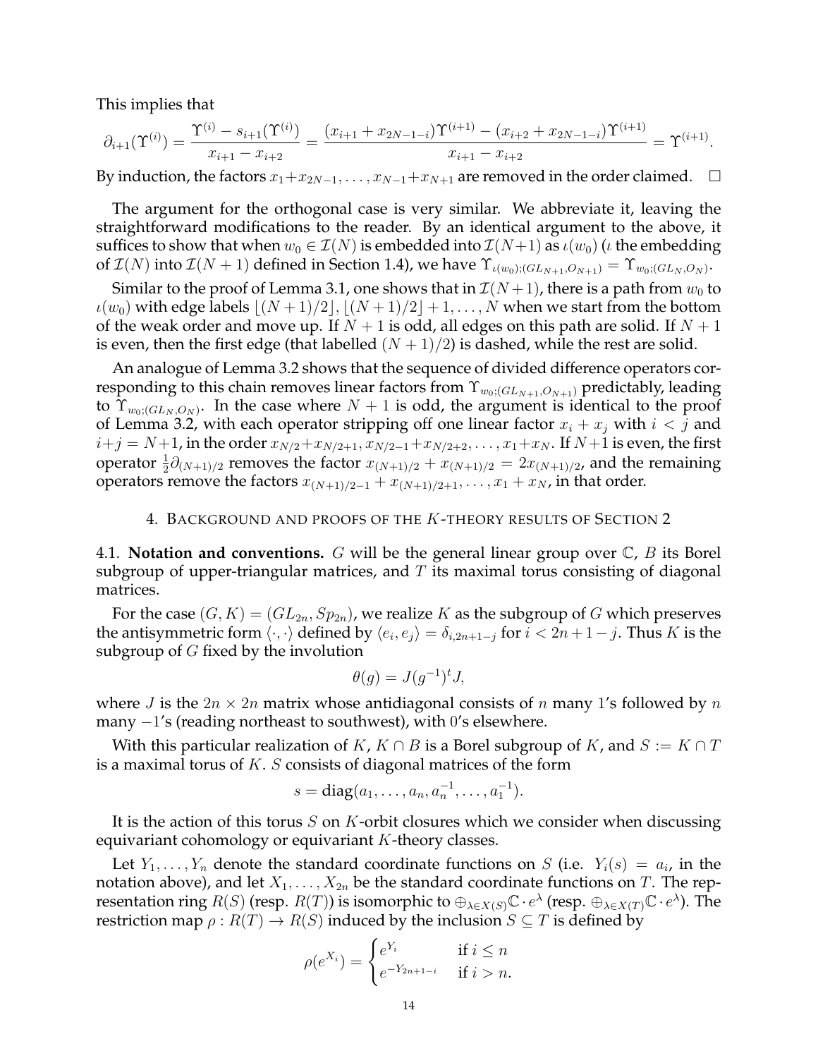This implies that

$$\partial_{i+1}(\Upsilon^{(i)}) = \frac{\Upsilon^{(i)} - s_{i+1}(\Upsilon^{(i)})}{x_{i+1} - x_{i+2}} = \frac{(x_{i+1} + x_{2N-1-i})\Upsilon^{(i+1)} - (x_{i+2} + x_{2N-1-i})\Upsilon^{(i+1)}}{x_{i+1} - x_{i+2}} = \Upsilon^{(i+1)}.$$

By induction, the factors $x_1+x_{2N-1}, \ldots, x_{N-1}+x_{N+1}$ are removed in the order claimed. $\square$

The argument for the orthogonal case is very similar. We abbreviate it, leaving the straightforward modifications to the reader. By an identical argument to the above, it suffices to show that when $w_0 \in \mathcal{I}(N)$ is embedded into $\mathcal{I}(N+1)$ as $\iota(w_0)$ ($\iota$ the embedding of $\mathcal{I}(N)$ into $\mathcal{I}(N+1)$ defined in Section 1.4), we have $\Upsilon_{\iota(w_0);(GL_{N+1},O_{N+1})} = \Upsilon_{w_0;(GL_N,O_N)}$.

Similar to the proof of Lemma 3.1, one shows that in $\mathcal{I}(N+1)$, there is a path from $w_0$ to $\iota(w_0)$ with edge labels $\lfloor (N+1)/2 \rfloor, \lfloor (N+1)/2 \rfloor + 1, \ldots, N$ when we start from the bottom of the weak order and move up. If $N+1$ is odd, all edges on this path are solid. If $N+1$ is even, then the first edge (that labelled $(N+1)/2$) is dashed, while the rest are solid.

An analogue of Lemma 3.2 shows that the sequence of divided difference operators corresponding to this chain removes linear factors from $\Upsilon_{w_0;(GL_{N+1},O_{N+1})}$ predictably, leading to $\Upsilon_{w_0;(GL_N,O_N)}$. In the case where $N+1$ is odd, the argument is identical to the proof of Lemma 3.2, with each operator stripping off one linear factor $x_i + x_j$ with $i < j$ and $i+j = N+1$, in the order $x_{N/2}+x_{N/2+1}, x_{N/2-1}+x_{N/2+2}, \ldots, x_1+x_N$. If $N+1$ is even, the first operator $\frac{1}{2}\partial_{(N+1)/2}$ removes the factor $x_{(N+1)/2} + x_{(N+1)/2} = 2x_{(N+1)/2}$, and the remaining operators remove the factors $x_{(N+1)/2-1} + x_{(N+1)/2+1}, \ldots, x_1 + x_N$, in that order.

## 4. Background and proofs of the $K$-theory results of Section 2

**4.1. Notation and conventions.** $G$ will be the general linear group over $\mathbb{C}$, $B$ its Borel subgroup of upper-triangular matrices, and $T$ its maximal torus consisting of diagonal matrices.

For the case $(G,K) = (GL_{2n}, Sp_{2n})$, we realize $K$ as the subgroup of $G$ which preserves the antisymmetric form $\langle \cdot, \cdot \rangle$ defined by $\langle e_i, e_j \rangle = \delta_{i,2n+1-j}$ for $i < 2n+1-j$. Thus $K$ is the subgroup of $G$ fixed by the involution

$$\theta(g) = J(g^{-1})^t J,$$

where $J$ is the $2n \times 2n$ matrix whose antidiagonal consists of $n$ many 1's followed by $n$ many $-1$'s (reading northeast to southwest), with 0's elsewhere.

With this particular realization of $K$, $K \cap B$ is a Borel subgroup of $K$, and $S := K \cap T$ is a maximal torus of $K$. $S$ consists of diagonal matrices of the form

$$s = \text{diag}(a_1, \ldots, a_n, a_n^{-1}, \ldots, a_1^{-1}).$$

It is the action of this torus $S$ on $K$-orbit closures which we consider when discussing equivariant cohomology or equivariant $K$-theory classes.

Let $Y_1, \ldots, Y_n$ denote the standard coordinate functions on $S$ (i.e. $Y_i(s) = a_i$, in the notation above), and let $X_1, \ldots, X_{2n}$ be the standard coordinate functions on $T$. The representation ring $R(S)$ (resp. $R(T)$) is isomorphic to $\oplus_{\lambda \in X(S)} \mathbb{C} \cdot e^{\lambda}$ (resp. $\oplus_{\lambda \in X(T)} \mathbb{C} \cdot e^{\lambda}$). The restriction map $\rho : R(T) \to R(S)$ induced by the inclusion $S \subseteq T$ is defined by

$$\rho(e^{X_i}) = \begin{cases} e^{Y_i} & \text{if } i \leq n \\ e^{-Y_{2n+1-i}} & \text{if } i > n. \end{cases}$$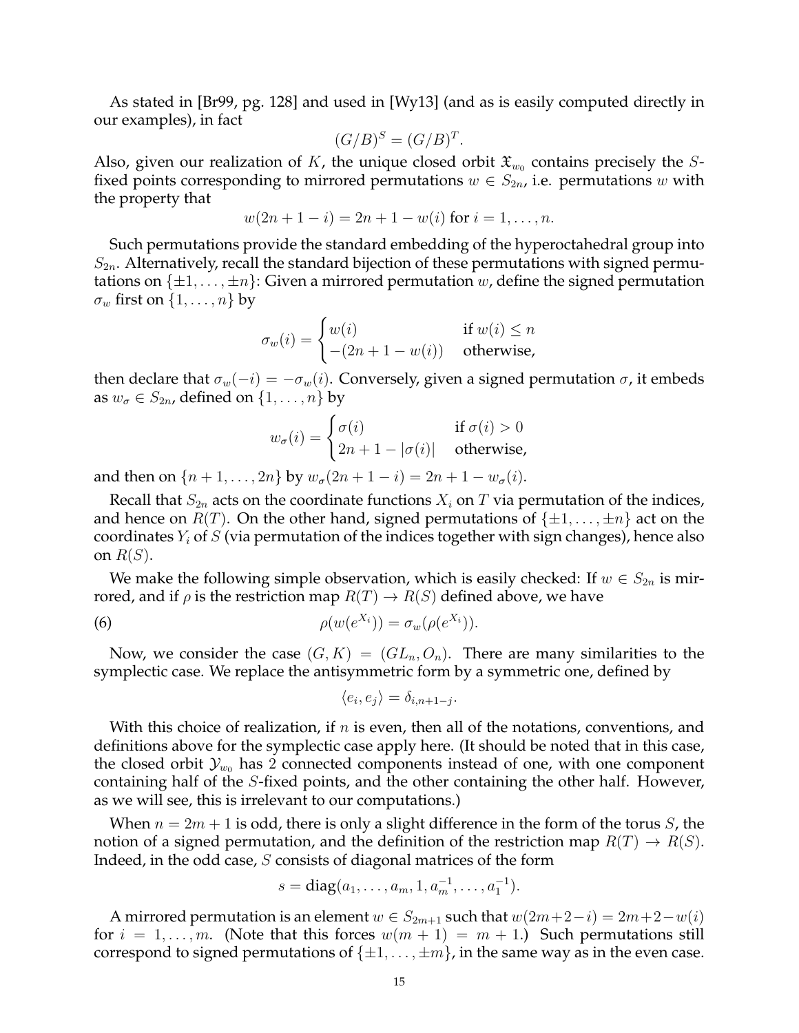As stated in [Br99, pg. 128] and used in [Wy13] (and as is easily computed directly in our examples), in fact

$$(G/B)^S = (G/B)^T.$$

Also, given our realization of $K$, the unique closed orbit $\mathfrak{X}_{w_0}$ contains precisely the $S$-fixed points corresponding to mirrored permutations $w \in S_{2n}$, i.e. permutations $w$ with the property that

$$w(2n+1-i) = 2n+1-w(i) \text{ for } i = 1, \ldots, n.$$

Such permutations provide the standard embedding of the hyperoctahedral group into $S_{2n}$. Alternatively, recall the standard bijection of these permutations with signed permutations on $\{\pm 1, \ldots, \pm n\}$: Given a mirrored permutation $w$, define the signed permutation $\sigma_w$ first on $\{1, \ldots, n\}$ by

$$\sigma_w(i) = \begin{cases} w(i) & \text{if } w(i) \leq n \\ -(2n+1-w(i)) & \text{otherwise,} \end{cases}$$

then declare that $\sigma_w(-i) = -\sigma_w(i)$. Conversely, given a signed permutation $\sigma$, it embeds as $w_\sigma \in S_{2n}$, defined on $\{1, \ldots, n\}$ by

$$w_\sigma(i) = \begin{cases} \sigma(i) & \text{if } \sigma(i) > 0 \\ 2n+1-|\sigma(i)| & \text{otherwise,} \end{cases}$$

and then on $\{n+1, \ldots, 2n\}$ by $w_\sigma(2n+1-i) = 2n+1-w_\sigma(i)$.

Recall that $S_{2n}$ acts on the coordinate functions $X_i$ on $T$ via permutation of the indices, and hence on $R(T)$. On the other hand, signed permutations of $\{\pm 1, \ldots, \pm n\}$ act on the coordinates $Y_i$ of $S$ (via permutation of the indices together with sign changes), hence also on $R(S)$.

We make the following simple observation, which is easily checked: If $w \in S_{2n}$ is mirrored, and if $\rho$ is the restriction map $R(T) \to R(S)$ defined above, we have

$$\rho(w(e^{X_i})) = \sigma_w(\rho(e^{X_i})). \tag{6}$$

Now, we consider the case $(G, K) = (GL_n, O_n)$. There are many similarities to the symplectic case. We replace the antisymmetric form by a symmetric one, defined by

$$\langle e_i, e_j \rangle = \delta_{i,n+1-j}.$$

With this choice of realization, if $n$ is even, then all of the notations, conventions, and definitions above for the symplectic case apply here. (It should be noted that in this case, the closed orbit $\mathcal{Y}_{w_0}$ has 2 connected components instead of one, with one component containing half of the $S$-fixed points, and the other containing the other half. However, as we will see, this is irrelevant to our computations.)

When $n = 2m+1$ is odd, there is only a slight difference in the form of the torus $S$, the notion of a signed permutation, and the definition of the restriction map $R(T) \to R(S)$. Indeed, in the odd case, $S$ consists of diagonal matrices of the form

$$s = \text{diag}(a_1, \ldots, a_m, 1, a_m^{-1}, \ldots, a_1^{-1}).$$

A mirrored permutation is an element $w \in S_{2m+1}$ such that $w(2m+2-i) = 2m+2-w(i)$ for $i = 1, \ldots, m$. (Note that this forces $w(m+1) = m+1$.) Such permutations still correspond to signed permutations of $\{\pm 1, \ldots, \pm m\}$, in the same way as in the even case.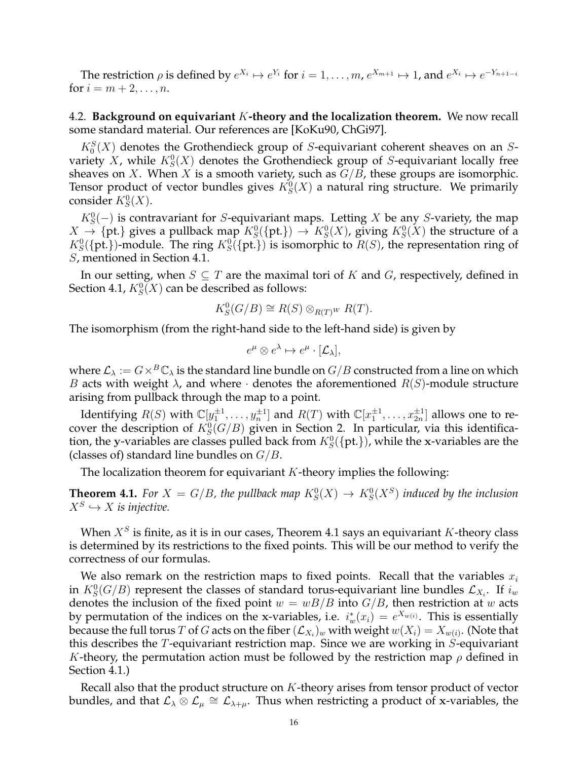The restriction $\rho$ is defined by $e^{X_i} \mapsto e^{Y_i}$ for $i = 1, \ldots, m$, $e^{X_{m+1}} \mapsto 1$, and $e^{X_i} \mapsto e^{-Y_{n+1-i}}$ for $i = m+2, \ldots, n$.

### 4.2. Background on equivariant $K$-theory and the localization theorem.

We now recall some standard material. Our references are [KoKu90, ChGi97].

$K_0^S(X)$ denotes the Grothendieck group of $S$-equivariant coherent sheaves on an $S$-variety $X$, while $K_S^0(X)$ denotes the Grothendieck group of $S$-equivariant locally free sheaves on $X$. When $X$ is a smooth variety, such as $G/B$, these groups are isomorphic. Tensor product of vector bundles gives $K_S^0(X)$ a natural ring structure. We primarily consider $K_S^0(X)$.

$K_S^0(-)$ is contravariant for $S$-equivariant maps. Letting $X$ be any $S$-variety, the map $X \to \{\text{pt.}\}$ gives a pullback map $K_S^0(\{\text{pt.}\}) \to K_S^0(X)$, giving $K_S^0(X)$ the structure of a $K_S^0(\{\text{pt.}\})$-module. The ring $K_S^0(\{\text{pt.}\})$ is isomorphic to $R(S)$, the representation ring of $S$, mentioned in Section 4.1.

In our setting, when $S \subseteq T$ are the maximal tori of $K$ and $G$, respectively, defined in Section 4.1, $K_S^0(X)$ can be described as follows:

$$K_S^0(G/B) \cong R(S) \otimes_{R(T)^W} R(T).$$

The isomorphism (from the right-hand side to the left-hand side) is given by

$$e^\mu \otimes e^\lambda \mapsto e^\mu \cdot [\mathcal{L}_\lambda],$$

where $\mathcal{L}_\lambda := G \times^B \mathbb{C}_\lambda$ is the standard line bundle on $G/B$ constructed from a line on which $B$ acts with weight $\lambda$, and where $\cdot$ denotes the aforementioned $R(S)$-module structure arising from pullback through the map to a point.

Identifying $R(S)$ with $\mathbb{C}[y_1^{\pm 1}, \ldots, y_n^{\pm 1}]$ and $R(T)$ with $\mathbb{C}[x_1^{\pm 1}, \ldots, x_{2n}^{\pm 1}]$ allows one to recover the description of $K_S^0(G/B)$ given in Section 2. In particular, via this identification, the y-variables are classes pulled back from $K_S^0(\{\text{pt.}\})$, while the x-variables are the (classes of) standard line bundles on $G/B$.

The localization theorem for equivariant $K$-theory implies the following:

**Theorem 4.1.** *For $X = G/B$, the pullback map $K_S^0(X) \to K_S^0(X^S)$ induced by the inclusion $X^S \hookrightarrow X$ is injective.*

When $X^S$ is finite, as it is in our cases, Theorem 4.1 says an equivariant $K$-theory class is determined by its restrictions to the fixed points. This will be our method to verify the correctness of our formulas.

We also remark on the restriction maps to fixed points. Recall that the variables $x_i$ in $K_S^0(G/B)$ represent the classes of standard torus-equivariant line bundles $\mathcal{L}_{X_i}$. If $i_w$ denotes the inclusion of the fixed point $w = wB/B$ into $G/B$, then restriction at $w$ acts by permutation of the indices on the x-variables, i.e. $i_w^*(x_i) = e^{X_{w(i)}}$. This is essentially because the full torus $T$ of $G$ acts on the fiber $(\mathcal{L}_{X_i})_w$ with weight $w(X_i) = X_{w(i)}$. (Note that this describes the $T$-equivariant restriction map. Since we are working in $S$-equivariant $K$-theory, the permutation action must be followed by the restriction map $\rho$ defined in Section 4.1.)

Recall also that the product structure on $K$-theory arises from tensor product of vector bundles, and that $\mathcal{L}_\lambda \otimes \mathcal{L}_\mu \cong \mathcal{L}_{\lambda+\mu}$. Thus when restricting a product of x-variables, the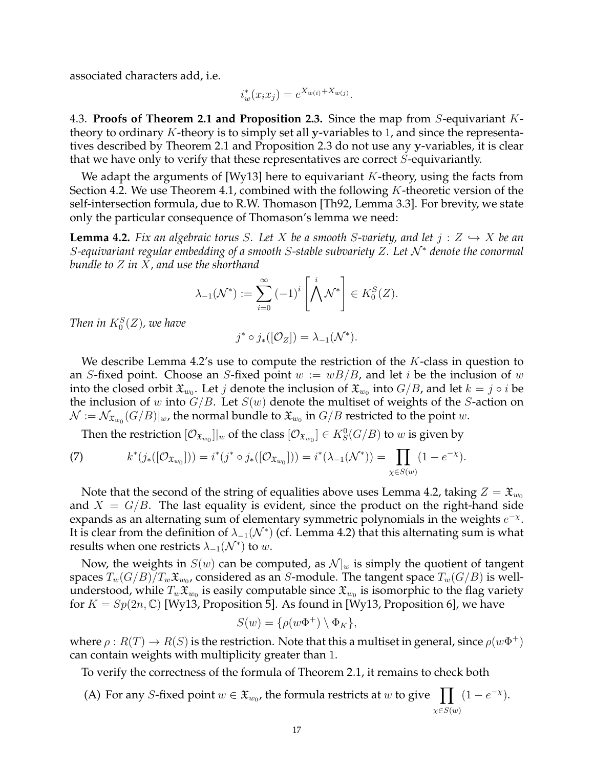associated characters add, i.e.

$$i_w^*(x_i x_j) = e^{X_{w(i)} + X_{w(j)}}.$$

4.3. **Proofs of Theorem 2.1 and Proposition 2.3.** Since the map from $S$-equivariant $K$-theory to ordinary $K$-theory is to simply set all $\mathbf{y}$-variables to 1, and since the representatives described by Theorem 2.1 and Proposition 2.3 do not use any $\mathbf{y}$-variables, it is clear that we have only to verify that these representatives are correct $S$-equivariantly.

We adapt the arguments of [Wy13] here to equivariant $K$-theory, using the facts from Section 4.2. We use Theorem 4.1, combined with the following $K$-theoretic version of the self-intersection formula, due to R.W. Thomason [Th92, Lemma 3.3]. For brevity, we state only the particular consequence of Thomason's lemma we need:

**Lemma 4.2.** *Fix an algebraic torus $S$. Let $X$ be a smooth $S$-variety, and let $j : Z \hookrightarrow X$ be an $S$-equivariant regular embedding of a smooth $S$-stable subvariety $Z$. Let $\mathcal{N}^*$ denote the conormal bundle to $Z$ in $X$, and use the shorthand*

$$\lambda_{-1}(\mathcal{N}^*) := \sum_{i=0}^{\infty} (-1)^i \left[ \bigwedge^i \mathcal{N}^* \right] \in K_0^S(Z).$$

*Then in $K_0^S(Z)$, we have*

$$j^* \circ j_*([\mathcal{O}_Z]) = \lambda_{-1}(\mathcal{N}^*).$$

We describe Lemma 4.2's use to compute the restriction of the $K$-class in question to an $S$-fixed point. Choose an $S$-fixed point $w := wB/B$, and let $i$ be the inclusion of $w$ into the closed orbit $\mathfrak{X}_{w_0}$. Let $j$ denote the inclusion of $\mathfrak{X}_{w_0}$ into $G/B$, and let $k = j \circ i$ be the inclusion of $w$ into $G/B$. Let $S(w)$ denote the multiset of weights of the $S$-action on $\mathcal{N} := \mathcal{N}_{\mathfrak{X}_{w_0}}(G/B)|_w$, the normal bundle to $\mathfrak{X}_{w_0}$ in $G/B$ restricted to the point $w$.

Then the restriction $[\mathcal{O}_{\mathfrak{X}_{w_0}}]|_w$ of the class $[\mathcal{O}_{\mathfrak{X}_{w_0}}] \in K_S^0(G/B)$ to $w$ is given by

$$k^*(j_*([\mathcal{O}_{\mathfrak{X}_{w_0}}])) = i^*(j^* \circ j_*([\mathcal{O}_{\mathfrak{X}_{w_0}}])) = i^*(\lambda_{-1}(\mathcal{N}^*)) = \prod_{\chi \in S(w)} (1 - e^{-\chi}). \tag{7}$$

Note that the second of the string of equalities above uses Lemma 4.2, taking $Z = \mathfrak{X}_{w_0}$ and $X = G/B$. The last equality is evident, since the product on the right-hand side expands as an alternating sum of elementary symmetric polynomials in the weights $e^{-\chi}$. It is clear from the definition of $\lambda_{-1}(\mathcal{N}^*)$ (cf. Lemma 4.2) that this alternating sum is what results when one restricts $\lambda_{-1}(\mathcal{N}^*)$ to $w$.

Now, the weights in $S(w)$ can be computed, as $\mathcal{N}|_w$ is simply the quotient of tangent spaces $T_w(G/B)/T_w\mathfrak{X}_{w_0}$, considered as an $S$-module. The tangent space $T_w(G/B)$ is well-understood, while $T_w\mathfrak{X}_{w_0}$ is easily computable since $\mathfrak{X}_{w_0}$ is isomorphic to the flag variety for $K = Sp(2n, \mathbb{C})$ [Wy13, Proposition 5]. As found in [Wy13, Proposition 6], we have

$$S(w) = \{\rho(w\Phi^+) \setminus \Phi_K\},$$

where $\rho : R(T) \to R(S)$ is the restriction. Note that this a multiset in general, since $\rho(w\Phi^+)$ can contain weights with multiplicity greater than 1.

To verify the correctness of the formula of Theorem 2.1, it remains to check both

(A) For any $S$-fixed point $w \in \mathfrak{X}_{w_0}$, the formula restricts at $w$ to give $\prod_{\chi \in S(w)} (1 - e^{-\chi})$.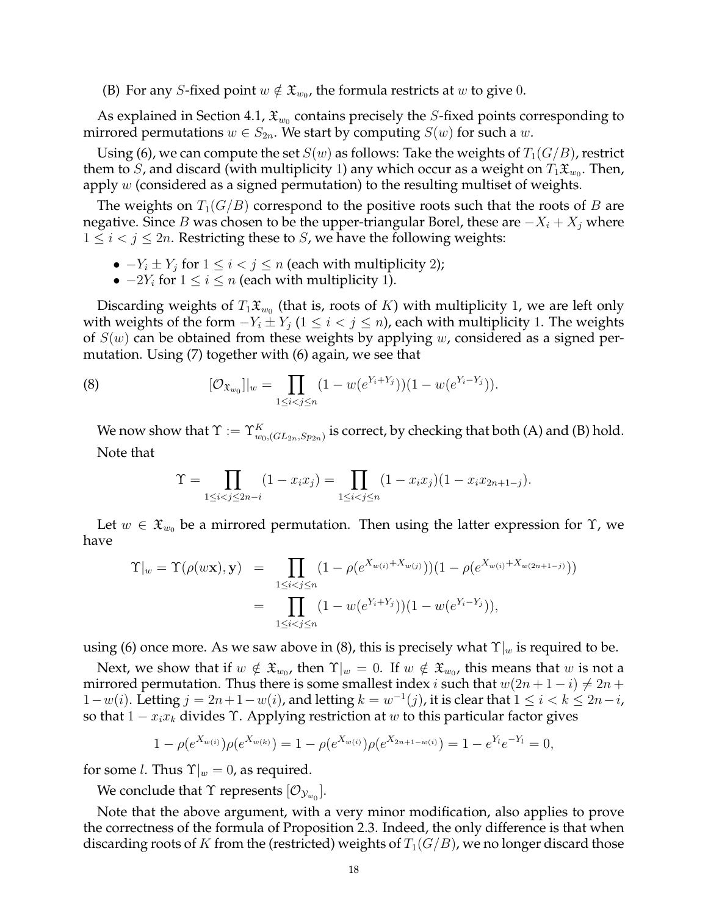(B) For any $S$-fixed point $w \notin \mathfrak{X}_{w_0}$, the formula restricts at $w$ to give 0.

As explained in Section 4.1, $\mathfrak{X}_{w_0}$ contains precisely the $S$-fixed points corresponding to mirrored permutations $w \in S_{2n}$. We start by computing $S(w)$ for such a $w$.

Using (6), we can compute the set $S(w)$ as follows: Take the weights of $T_1(G/B)$, restrict them to $S$, and discard (with multiplicity 1) any which occur as a weight on $T_1\mathfrak{X}_{w_0}$. Then, apply $w$ (considered as a signed permutation) to the resulting multiset of weights.

The weights on $T_1(G/B)$ correspond to the positive roots such that the roots of $B$ are negative. Since $B$ was chosen to be the upper-triangular Borel, these are $-X_i + X_j$ where $1 \leq i < j \leq 2n$. Restricting these to $S$, we have the following weights:

- $-Y_i \pm Y_j$ for $1 \leq i < j \leq n$ (each with multiplicity 2);
- $-2Y_i$ for $1 \leq i \leq n$ (each with multiplicity 1).

Discarding weights of $T_1\mathfrak{X}_{w_0}$ (that is, roots of $K$) with multiplicity 1, we are left only with weights of the form $-Y_i \pm Y_j$ ($1 \leq i < j \leq n$), each with multiplicity 1. The weights of $S(w)$ can be obtained from these weights by applying $w$, considered as a signed permutation. Using (7) together with (6) again, we see that

$$[\mathcal{O}_{\mathfrak{X}_{w_0}}]|_w = \prod_{1 \leq i < j \leq n} (1 - w(e^{Y_i + Y_j}))(1 - w(e^{Y_i - Y_j})). \tag{8}$$

We now show that $\Upsilon := \Upsilon^K_{w_0,(GL_{2n},Sp_{2n})}$ is correct, by checking that both (A) and (B) hold.

Note that

$$\Upsilon = \prod_{1 \leq i < j \leq 2n-i} (1 - x_i x_j) = \prod_{1 \leq i < j \leq n} (1 - x_i x_j)(1 - x_i x_{2n+1-j}).$$

Let $w \in \mathfrak{X}_{w_0}$ be a mirrored permutation. Then using the latter expression for $\Upsilon$, we have

$$\begin{aligned}
\Upsilon|_w = \Upsilon(\rho(w\mathbf{x}), \mathbf{y}) &= \prod_{1 \leq i < j \leq n} (1 - \rho(e^{X_{w(i)} + X_{w(j)}}))(1 - \rho(e^{X_{w(i)} + X_{w(2n+1-j)}})) \\
&= \prod_{1 \leq i < j \leq n} (1 - w(e^{Y_i + Y_j}))(1 - w(e^{Y_i - Y_j})),
\end{aligned}$$

using (6) once more. As we saw above in (8), this is precisely what $\Upsilon|_w$ is required to be.

Next, we show that if $w \notin \mathfrak{X}_{w_0}$, then $\Upsilon|_w = 0$. If $w \notin \mathfrak{X}_{w_0}$, this means that $w$ is not a mirrored permutation. Thus there is some smallest index $i$ such that $w(2n+1-i) \neq 2n+1-w(i)$. Letting $j = 2n+1-w(i)$, and letting $k = w^{-1}(j)$, it is clear that $1 \leq i < k \leq 2n-i$, so that $1 - x_i x_k$ divides $\Upsilon$. Applying restriction at $w$ to this particular factor gives

$$1 - \rho(e^{X_{w(i)}})\rho(e^{X_{w(k)}}) = 1 - \rho(e^{X_{w(i)}})\rho(e^{X_{2n+1-w(i)}}) = 1 - e^{Y_l} e^{-Y_l} = 0,$$

for some $l$. Thus $\Upsilon|_w = 0$, as required.

We conclude that $\Upsilon$ represents $[\mathcal{O}_{\mathcal{Y}_{w_0}}]$.

Note that the above argument, with a very minor modification, also applies to prove the correctness of the formula of Proposition 2.3. Indeed, the only difference is that when discarding roots of $K$ from the (restricted) weights of $T_1(G/B)$, we no longer discard those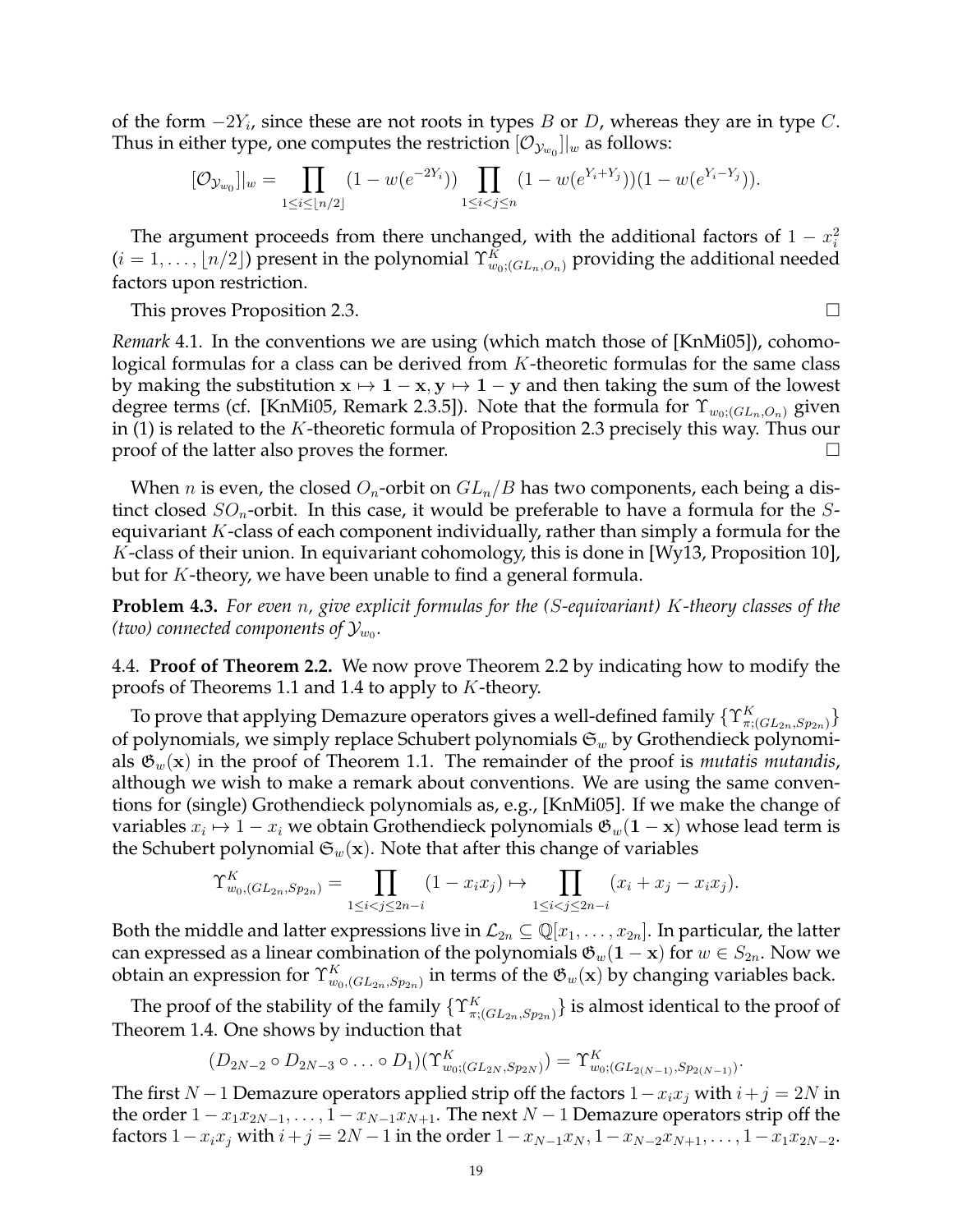of the form $-2Y_i$, since these are not roots in types $B$ or $D$, whereas they are in type $C$. Thus in either type, one computes the restriction $[\mathcal{O}_{\mathcal{Y}_{w_0}}]|_w$ as follows:

$$[\mathcal{O}_{\mathcal{Y}_{w_0}}]|_w = \prod_{1 \leq i \leq \lfloor n/2 \rfloor} (1 - w(e^{-2Y_i})) \prod_{1 \leq i < j \leq n} (1 - w(e^{Y_i + Y_j}))(1 - w(e^{Y_i - Y_j})).$$

The argument proceeds from there unchanged, with the additional factors of $1 - x_i^2$ ($i = 1, \ldots, \lfloor n/2 \rfloor$) present in the polynomial $\Upsilon^K_{w_0;(GL_n,O_n)}$ providing the additional needed factors upon restriction.

This proves Proposition 2.3. $\square$

*Remark* 4.1. In the conventions we are using (which match those of [KnMi05]), cohomological formulas for a class can be derived from $K$-theoretic formulas for the same class by making the substitution $\mathbf{x} \mapsto \mathbf{1} - \mathbf{x}, \mathbf{y} \mapsto \mathbf{1} - \mathbf{y}$ and then taking the sum of the lowest degree terms (cf. [KnMi05, Remark 2.3.5]). Note that the formula for $\Upsilon_{w_0;(GL_n,O_n)}$ given in (1) is related to the $K$-theoretic formula of Proposition 2.3 precisely this way. Thus our proof of the latter also proves the former. $\square$

When $n$ is even, the closed $O_n$-orbit on $GL_n/B$ has two components, each being a distinct closed $SO_n$-orbit. In this case, it would be preferable to have a formula for the $S$-equivariant $K$-class of each component individually, rather than simply a formula for the $K$-class of their union. In equivariant cohomology, this is done in [Wy13, Proposition 10], but for $K$-theory, we have been unable to find a general formula.

**Problem 4.3.** *For even $n$, give explicit formulas for the ($S$-equivariant) $K$-theory classes of the (two) connected components of $\mathcal{Y}_{w_0}$.*

4.4. **Proof of Theorem 2.2.** We now prove Theorem 2.2 by indicating how to modify the proofs of Theorems 1.1 and 1.4 to apply to $K$-theory.

To prove that applying Demazure operators gives a well-defined family $\{\Upsilon^K_{\pi;(GL_{2n},Sp_{2n})}\}$ of polynomials, we simply replace Schubert polynomials $\mathfrak{S}_w$ by Grothendieck polynomials $\mathfrak{G}_w(\mathbf{x})$ in the proof of Theorem 1.1. The remainder of the proof is *mutatis mutandis*, although we wish to make a remark about conventions. We are using the same conventions for (single) Grothendieck polynomials as, e.g., [KnMi05]. If we make the change of variables $x_i \mapsto 1 - x_i$ we obtain Grothendieck polynomials $\mathfrak{G}_w(\mathbf{1} - \mathbf{x})$ whose lead term is the Schubert polynomial $\mathfrak{S}_w(\mathbf{x})$. Note that after this change of variables

$$\Upsilon^K_{w_0,(GL_{2n},Sp_{2n})} = \prod_{1 \leq i < j \leq 2n-i} (1 - x_i x_j) \mapsto \prod_{1 \leq i < j \leq 2n-i} (x_i + x_j - x_i x_j).$$

Both the middle and latter expressions live in $\mathcal{L}_{2n} \subseteq \mathbb{Q}[x_1, \ldots, x_{2n}]$. In particular, the latter can expressed as a linear combination of the polynomials $\mathfrak{G}_w(\mathbf{1} - \mathbf{x})$ for $w \in S_{2n}$. Now we obtain an expression for $\Upsilon^K_{w_0,(GL_{2n},Sp_{2n})}$ in terms of the $\mathfrak{G}_w(\mathbf{x})$ by changing variables back.

The proof of the stability of the family $\{\Upsilon^K_{\pi;(GL_{2n},Sp_{2n})}\}$ is almost identical to the proof of Theorem 1.4. One shows by induction that

$$(D_{2N-2} \circ D_{2N-3} \circ \ldots \circ D_1)(\Upsilon^K_{w_0;(GL_{2N},Sp_{2N})}) = \Upsilon^K_{w_0;(GL_{2(N-1)},Sp_{2(N-1)})}.$$

The first $N-1$ Demazure operators applied strip off the factors $1 - x_i x_j$ with $i + j = 2N$ in the order $1 - x_1 x_{2N-1}, \ldots, 1 - x_{N-1} x_{N+1}$. The next $N-1$ Demazure operators strip off the factors $1 - x_i x_j$ with $i + j = 2N-1$ in the order $1 - x_{N-1} x_N, 1 - x_{N-2} x_{N+1}, \ldots, 1 - x_1 x_{2N-2}$.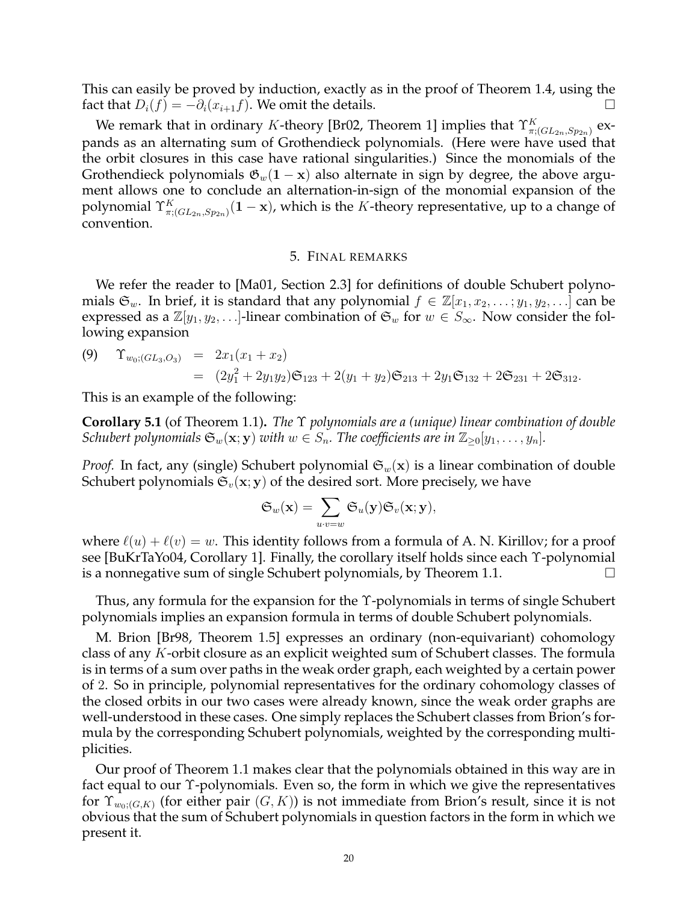This can easily be proved by induction, exactly as in the proof of Theorem 1.4, using the fact that $D_i(f) = -\partial_i(x_{i+1}f)$. We omit the details. $\square$

We remark that in ordinary $K$-theory [Br02, Theorem 1] implies that $\Upsilon^K_{\pi;(GL_{2n},Sp_{2n})}$ expands as an alternating sum of Grothendieck polynomials. (Here were have used that the orbit closures in this case have rational singularities.) Since the monomials of the Grothendieck polynomials $\mathfrak{G}_w(\mathbf{1}-\mathbf{x})$ also alternate in sign by degree, the above argument allows one to conclude an alternation-in-sign of the monomial expansion of the polynomial $\Upsilon^K_{\pi;(GL_{2n},Sp_{2n})}(\mathbf{1}-\mathbf{x})$, which is the $K$-theory representative, up to a change of convention.

## 5. Final remarks

We refer the reader to [Ma01, Section 2.3] for definitions of double Schubert polynomials $\mathfrak{S}_w$. In brief, it is standard that any polynomial $f \in \mathbb{Z}[x_1, x_2, \ldots; y_1, y_2, \ldots]$ can be expressed as a $\mathbb{Z}[y_1, y_2, \ldots]$-linear combination of $\mathfrak{S}_w$ for $w \in S_\infty$. Now consider the following expansion

$$
\begin{aligned}
(9) \quad \Upsilon_{w_0;(GL_3,O_3)} &= 2x_1(x_1+x_2) \\
&= (2y_1^2 + 2y_1y_2)\mathfrak{S}_{123} + 2(y_1+y_2)\mathfrak{S}_{213} + 2y_1\mathfrak{S}_{132} + 2\mathfrak{S}_{231} + 2\mathfrak{S}_{312}.
\end{aligned}
$$

This is an example of the following:

**Corollary 5.1** (of Theorem 1.1)**.** *The $\Upsilon$ polynomials are a (unique) linear combination of double Schubert polynomials $\mathfrak{S}_w(\mathbf{x};\mathbf{y})$ with $w \in S_n$. The coefficients are in $\mathbb{Z}_{\geq 0}[y_1, \ldots, y_n]$.*

*Proof.* In fact, any (single) Schubert polynomial $\mathfrak{S}_w(\mathbf{x})$ is a linear combination of double Schubert polynomials $\mathfrak{S}_v(\mathbf{x};\mathbf{y})$ of the desired sort. More precisely, we have

$$
\mathfrak{S}_w(\mathbf{x}) = \sum_{u \cdot v = w} \mathfrak{S}_u(\mathbf{y})\mathfrak{S}_v(\mathbf{x};\mathbf{y}),
$$

where $\ell(u) + \ell(v) = w$. This identity follows from a formula of A. N. Kirillov; for a proof see [BuKrTaYo04, Corollary 1]. Finally, the corollary itself holds since each $\Upsilon$-polynomial is a nonnegative sum of single Schubert polynomials, by Theorem 1.1. $\square$

Thus, any formula for the expansion for the $\Upsilon$-polynomials in terms of single Schubert polynomials implies an expansion formula in terms of double Schubert polynomials.

M. Brion [Br98, Theorem 1.5] expresses an ordinary (non-equivariant) cohomology class of any $K$-orbit closure as an explicit weighted sum of Schubert classes. The formula is in terms of a sum over paths in the weak order graph, each weighted by a certain power of 2. So in principle, polynomial representatives for the ordinary cohomology classes of the closed orbits in our two cases were already known, since the weak order graphs are well-understood in these cases. One simply replaces the Schubert classes from Brion's formula by the corresponding Schubert polynomials, weighted by the corresponding multiplicities.

Our proof of Theorem 1.1 makes clear that the polynomials obtained in this way are in fact equal to our $\Upsilon$-polynomials. Even so, the form in which we give the representatives for $\Upsilon_{w_0;(G,K)}$ (for either pair $(G,K)$) is not immediate from Brion's result, since it is not obvious that the sum of Schubert polynomials in question factors in the form in which we present it.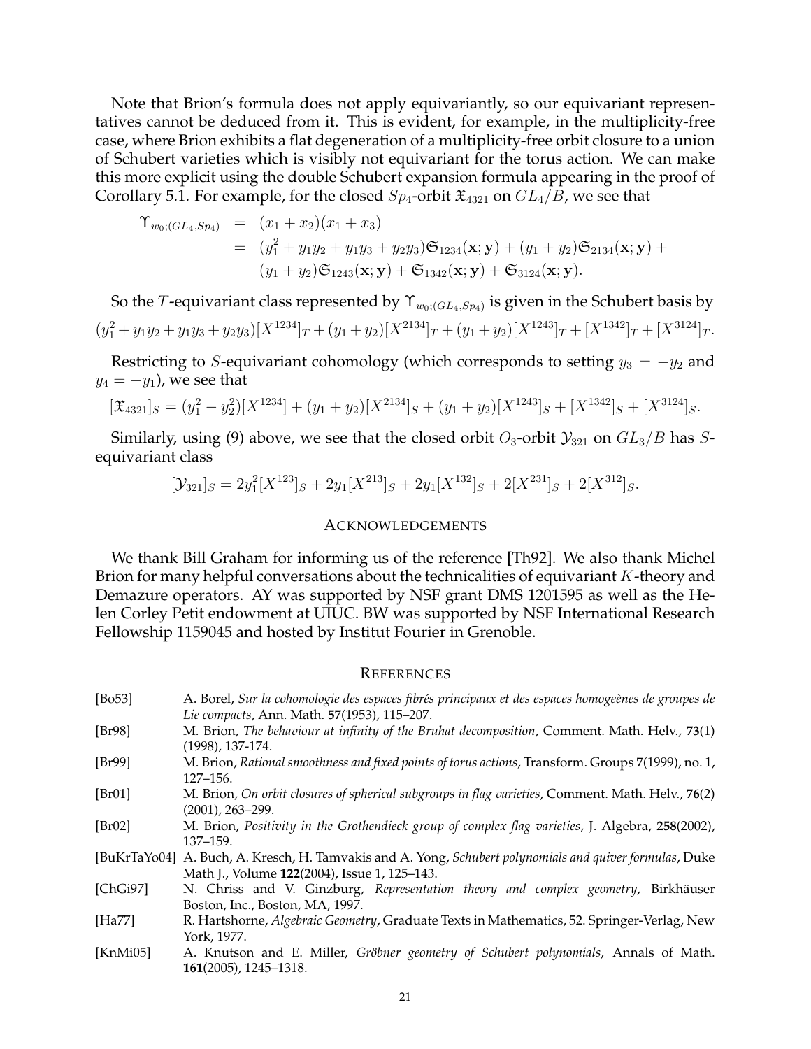Note that Brion's formula does not apply equivariantly, so our equivariant representatives cannot be deduced from it. This is evident, for example, in the multiplicity-free case, where Brion exhibits a flat degeneration of a multiplicity-free orbit closure to a union of Schubert varieties which is visibly not equivariant for the torus action. We can make this more explicit using the double Schubert expansion formula appearing in the proof of Corollary 5.1. For example, for the closed $Sp_4$-orbit $\mathfrak{X}_{4321}$ on $GL_4/B$, we see that

$$
\begin{aligned}
\Upsilon_{w_0;(GL_4,Sp_4)} &= (x_1+x_2)(x_1+x_3) \\
&= (y_1^2+y_1y_2+y_1y_3+y_2y_3)\mathfrak{S}_{1234}(\mathbf{x};\mathbf{y}) + (y_1+y_2)\mathfrak{S}_{2134}(\mathbf{x};\mathbf{y}) + \\
&\quad (y_1+y_2)\mathfrak{S}_{1243}(\mathbf{x};\mathbf{y}) + \mathfrak{S}_{1342}(\mathbf{x};\mathbf{y}) + \mathfrak{S}_{3124}(\mathbf{x};\mathbf{y}).
\end{aligned}
$$

So the $T$-equivariant class represented by $\Upsilon_{w_0;(GL_4,Sp_4)}$ is given in the Schubert basis by

$$(y_1^2+y_1y_2+y_1y_3+y_2y_3)[X^{1234}]_T + (y_1+y_2)[X^{2134}]_T + (y_1+y_2)[X^{1243}]_T + [X^{1342}]_T + [X^{3124}]_T.$$

Restricting to $S$-equivariant cohomology (which corresponds to setting $y_3 = -y_2$ and $y_4 = -y_1$), we see that

$$[\mathfrak{X}_{4321}]_S = (y_1^2 - y_2^2)[X^{1234}] + (y_1+y_2)[X^{2134}]_S + (y_1+y_2)[X^{1243}]_S + [X^{1342}]_S + [X^{3124}]_S.$$

Similarly, using (9) above, we see that the closed orbit $O_3$-orbit $\mathcal{Y}_{321}$ on $GL_3/B$ has $S$-equivariant class

$$[\mathcal{Y}_{321}]_S = 2y_1^2[X^{123}]_S + 2y_1[X^{213}]_S + 2y_1[X^{132}]_S + 2[X^{231}]_S + 2[X^{312}]_S.$$

## Acknowledgements

We thank Bill Graham for informing us of the reference [Th92]. We also thank Michel Brion for many helpful conversations about the technicalities of equivariant $K$-theory and Demazure operators. AY was supported by NSF grant DMS 1201595 as well as the Helen Corley Petit endowment at UIUC. BW was supported by NSF International Research Fellowship 1159045 and hosted by Institut Fourier in Grenoble.

## References

- [Bo53] A. Borel, *Sur la cohomologie des espaces fibrés principaux et des espaces homogeènes de groupes de Lie compacts*, Ann. Math. **57**(1953), 115–207.
- [Br98] M. Brion, *The behaviour at infinity of the Bruhat decomposition*, Comment. Math. Helv., **73**(1) (1998), 137-174.
- [Br99] M. Brion, *Rational smoothness and fixed points of torus actions*, Transform. Groups **7**(1999), no. 1, 127–156.
- [Br01] M. Brion, *On orbit closures of spherical subgroups in flag varieties*, Comment. Math. Helv., **76**(2) (2001), 263–299.
- [Br02] M. Brion, *Positivity in the Grothendieck group of complex flag varieties*, J. Algebra, **258**(2002), 137–159.
- [BuKrTaYo04] A. Buch, A. Kresch, H. Tamvakis and A. Yong, *Schubert polynomials and quiver formulas*, Duke Math J., Volume **122**(2004), Issue 1, 125–143.
- [ChGi97] N. Chriss and V. Ginzburg, *Representation theory and complex geometry*, Birkhäuser Boston, Inc., Boston, MA, 1997.
- [Ha77] R. Hartshorne, *Algebraic Geometry*, Graduate Texts in Mathematics, 52. Springer-Verlag, New York, 1977.
- [KnMi05] A. Knutson and E. Miller, *Gröbner geometry of Schubert polynomials*, Annals of Math. **161**(2005), 1245–1318.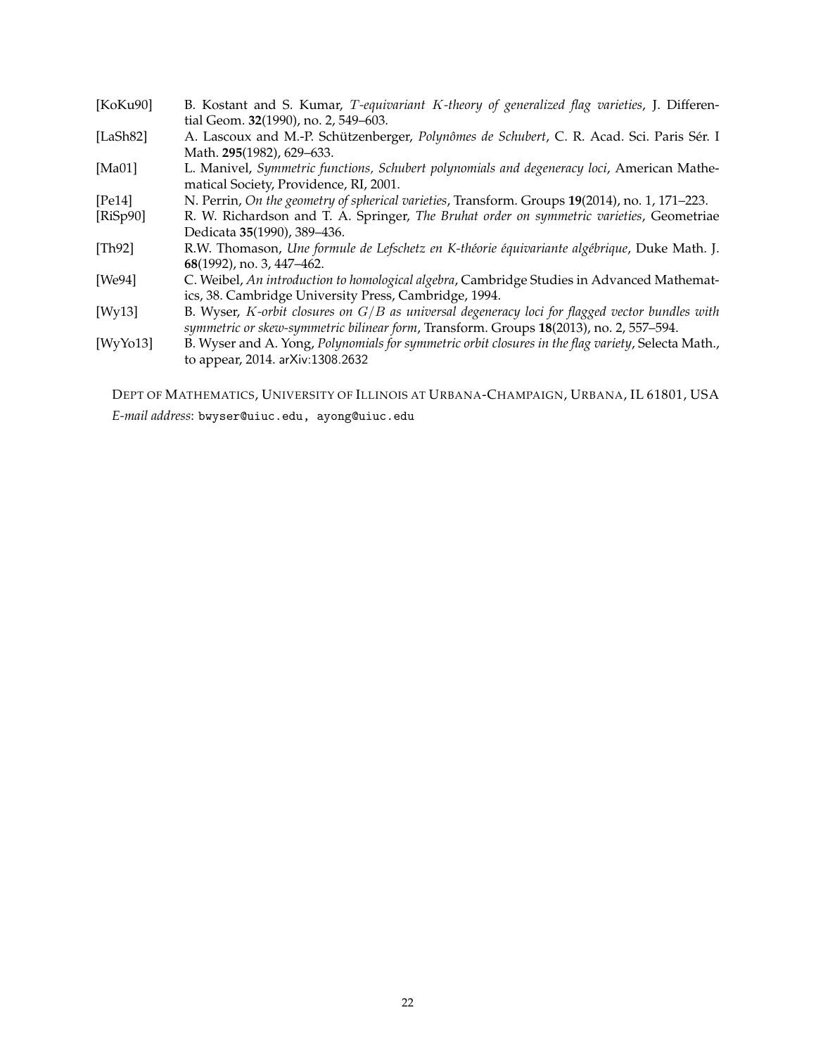[KoKu90] B. Kostant and S. Kumar, *$T$-equivariant $K$-theory of generalized flag varieties*, J. Differential Geom. **32**(1990), no. 2, 549–603.

[LaSh82] A. Lascoux and M.-P. Schützenberger, *Polynômes de Schubert*, C. R. Acad. Sci. Paris Sér. I Math. **295**(1982), 629–633.

[Ma01] L. Manivel, *Symmetric functions, Schubert polynomials and degeneracy loci*, American Mathematical Society, Providence, RI, 2001.

[Pe14] N. Perrin, *On the geometry of spherical varieties*, Transform. Groups **19**(2014), no. 1, 171–223.

[RiSp90] R. W. Richardson and T. A. Springer, *The Bruhat order on symmetric varieties*, Geometriae Dedicata **35**(1990), 389–436.

[Th92] R.W. Thomason, *Une formule de Lefschetz en K-théorie équivariante algébrique*, Duke Math. J. **68**(1992), no. 3, 447–462.

[We94] C. Weibel, *An introduction to homological algebra*, Cambridge Studies in Advanced Mathematics, 38. Cambridge University Press, Cambridge, 1994.

[Wy13] B. Wyser, *$K$-orbit closures on $G/B$ as universal degeneracy loci for flagged vector bundles with symmetric or skew-symmetric bilinear form*, Transform. Groups **18**(2013), no. 2, 557–594.

[WyYo13] B. Wyser and A. Yong, *Polynomials for symmetric orbit closures in the flag variety*, Selecta Math., to appear, 2014. arXiv:1308.2632

DEPT OF MATHEMATICS, UNIVERSITY OF ILLINOIS AT URBANA-CHAMPAIGN, URBANA, IL 61801, USA

*E-mail address*: bwyser@uiuc.edu, ayong@uiuc.edu